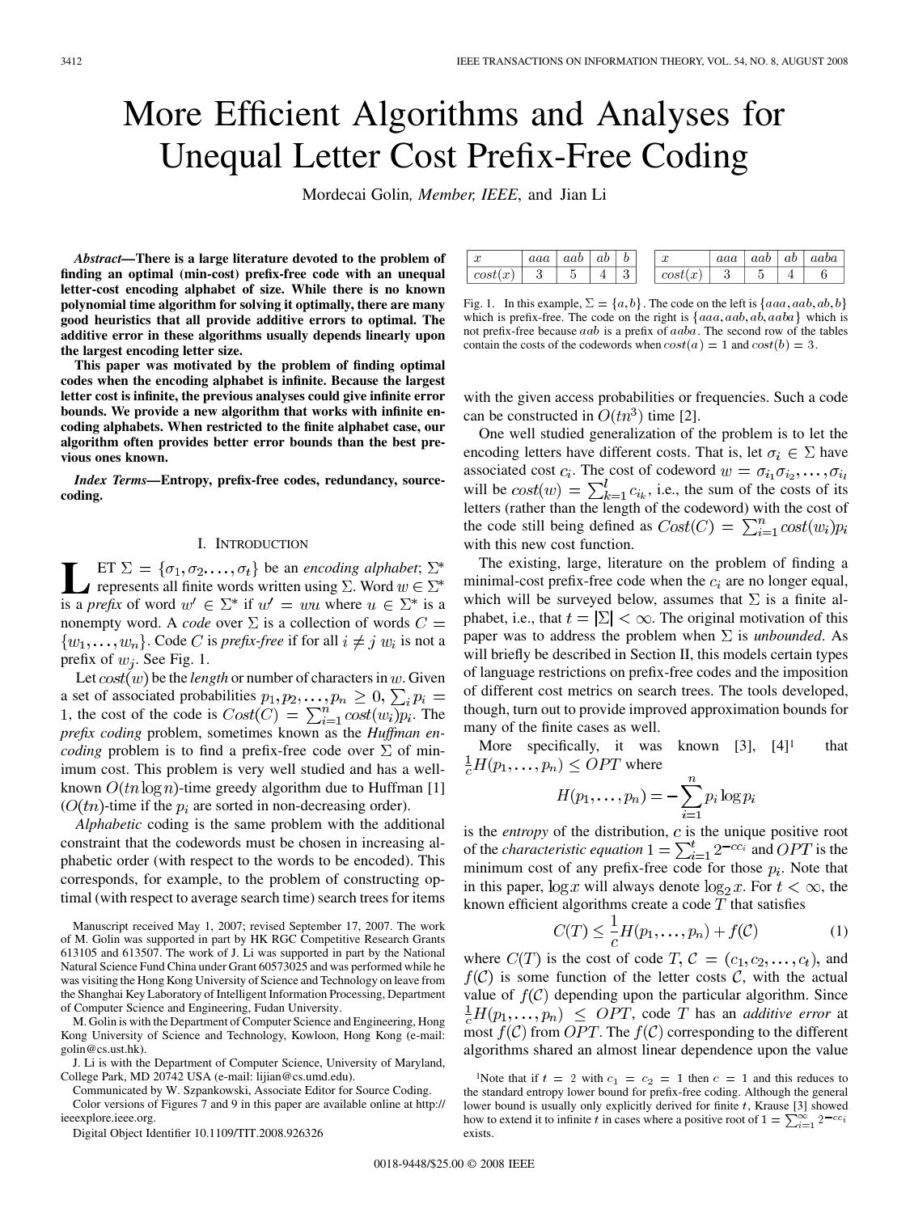# More Efficient Algorithms and Analyses for Unequal Letter Cost Prefix-Free Coding

Mordecai Golin, *Member, IEEE*, and Jian Li

***Abstract*—There is a large literature devoted to the problem of finding an optimal (min-cost) prefix-free code with an unequal letter-cost encoding alphabet of size. While there is no known polynomial time algorithm for solving it optimally, there are many good heuristics that all provide additive errors to optimal. The additive error in these algorithms usually depends linearly upon the largest encoding letter size.**

**This paper was motivated by the problem of finding optimal codes when the encoding alphabet is infinite. Because the largest letter cost is infinite, the previous analyses could give infinite error bounds. We provide a new algorithm that works with infinite encoding alphabets. When restricted to the finite alphabet case, our algorithm often provides better error bounds than the best previous ones known.**

***Index Terms*—Entropy, prefix-free codes, redundancy, source-coding.**

## I. Introduction

Let $\Sigma = \{\sigma_1, \sigma_2, \ldots, \sigma_t\}$ be an *encoding alphabet*; $\Sigma^*$ represents all finite words written using $\Sigma$. Word $w \in \Sigma^*$ is a *prefix* of word $w' \in \Sigma^*$ if $w' = wu$ where $u \in \Sigma^*$ is a nonempty word. A *code* over $\Sigma$ is a collection of words $C = \{w_1, \ldots, w_n\}$. Code $C$ is *prefix-free* if for all $i \neq j$ $w_i$ is not a prefix of $w_j$. See Fig. 1.

Let $cost(w)$ be the *length* or number of characters in $w$. Given a set of associated probabilities $p_1, p_2, \ldots, p_n \geq 0$, $\sum_i p_i = 1$, the cost of the code is $Cost(C) = \sum_{i=1}^{n} cost(w_i) p_i$. The *prefix coding* problem, sometimes known as the *Huffman encoding* problem is to find a prefix-free code over $\Sigma$ of minimum cost. This problem is very well studied and has a well-known $O(tn \log n)$-time greedy algorithm due to Huffman [1] ($O(tn)$-time if the $p_i$ are sorted in non-decreasing order).

*Alphabetic* coding is the same problem with the additional constraint that the codewords must be chosen in increasing alphabetic order (with respect to the words to be encoded). This corresponds, for example, to the problem of constructing optimal (with respect to average search time) search trees for items with the given access probabilities or frequencies. Such a code can be constructed in $O(tn^3)$ time [2].

| $x$ | $aaa$ | $aab$ | $ab$ | $b$ |
|---|---|---|---|---|
| $cost(x)$ | 3 | 5 | 4 | 3 |

| $x$ | $aaa$ | $aab$ | $ab$ | $aaba$ |
|---|---|---|---|---|
| $cost(x)$ | 3 | 5 | 4 | 6 |

Fig. 1. In this example, $\Sigma = \{a, b\}$. The code on the left is $\{aaa, aab, ab, b\}$ which is prefix-free. The code on the right is $\{aaa, aab, ab, aaba\}$ which is not prefix-free because $aab$ is a prefix of $aaba$. The second row of the tables contain the costs of the codewords when $cost(a) = 1$ and $cost(b) = 3$.

One well studied generalization of the problem is to let the encoding letters have different costs. That is, let $\sigma_i \in \Sigma$ have associated cost $c_i$. The cost of codeword $w = \sigma_{i_1}\sigma_{i_2}, \ldots, \sigma_{i_l}$ will be $cost(w) = \sum_{k=1}^{l} c_{i_k}$, i.e., the sum of the costs of its letters (rather than the length of the codeword) with the cost of the code still being defined as $Cost(C) = \sum_{i=1}^{n} cost(w_i) p_i$ with this new cost function.

The existing, large, literature on the problem of finding a minimal-cost prefix-free code when the $c_i$ are no longer equal, which will be surveyed below, assumes that $\Sigma$ is a finite alphabet, i.e., that $t = |\Sigma| < \infty$. The original motivation of this paper was to address the problem when $\Sigma$ is *unbounded*. As will briefly be described in Section II, this models certain types of language restrictions on prefix-free codes and the imposition of different cost metrics on search trees. The tools developed, though, turn out to provide improved approximation bounds for many of the finite cases as well.

More specifically, it was known [3], [4][1] that $\frac{1}{c} H(p_1, \ldots, p_n) \leq OPT$ where

$$H(p_1, \ldots, p_n) = -\sum_{i=1}^{n} p_i \log p_i$$

is the *entropy* of the distribution, $c$ is the unique positive root of the *characteristic equation* $1 = \sum_{i=1}^{t} 2^{-cc_i}$ and $OPT$ is the minimum cost of any prefix-free code for those $p_i$. Note that in this paper, $\log x$ will always denote $\log_2 x$. For $t < \infty$, the known efficient algorithms create a code $T$ that satisfies

$$C(T) \leq \frac{1}{c} H(p_1, \ldots, p_n) + f(\mathcal{C}) \tag{1}$$

where $C(T)$ is the cost of code $T$, $\mathcal{C} = (c_1, c_2, \ldots, c_t)$, and $f(\mathcal{C})$ is some function of the letter costs $\mathcal{C}$, with the actual value of $f(\mathcal{C})$ depending upon the particular algorithm. Since $\frac{1}{c} H(p_1, \ldots, p_n) \leq OPT$, code $T$ has an *additive error* at most $f(\mathcal{C})$ from $OPT$. The $f(\mathcal{C})$ corresponding to the different algorithms shared an almost linear dependence upon the value

[1]Note that if $t = 2$ with $c_1 = c_2 = 1$ then $c = 1$ and this reduces to the standard entropy lower bound for prefix-free coding. Although the general lower bound is usually only explicitly derived for finite $t$, Krause [3] showed how to extend it to infinite $t$ in cases where a positive root of $1 = \sum_{i=1}^{\infty} 2^{-cc_i}$ exists.

Manuscript received May 1, 2007; revised September 17, 2007. The work of M. Golin was supported in part by HK RGC Competitive Research Grants 613105 and 613507. The work of J. Li was supported in part by the National Natural Science Fund China under Grant 60573025 and was performed while he was visiting the Hong Kong University of Science and Technology on leave from the Shanghai Key Laboratory of Intelligent Information Processing, Department of Computer Science and Engineering, Fudan University.

M. Golin is with the Department of Computer Science and Engineering, Hong Kong University of Science and Technology, Kowloon, Hong Kong (e-mail: golin@cs.ust.hk).

J. Li is with the Department of Computer Science, University of Maryland, College Park, MD 20742 USA (e-mail: lijian@cs.umd.edu).

Communicated by W. Szpankowski, Associate Editor for Source Coding.

Color versions of Figures 7 and 9 in this paper are available online at http://ieeexplore.ieee.org.

Digital Object Identifier 10.1109/TIT.2008.926326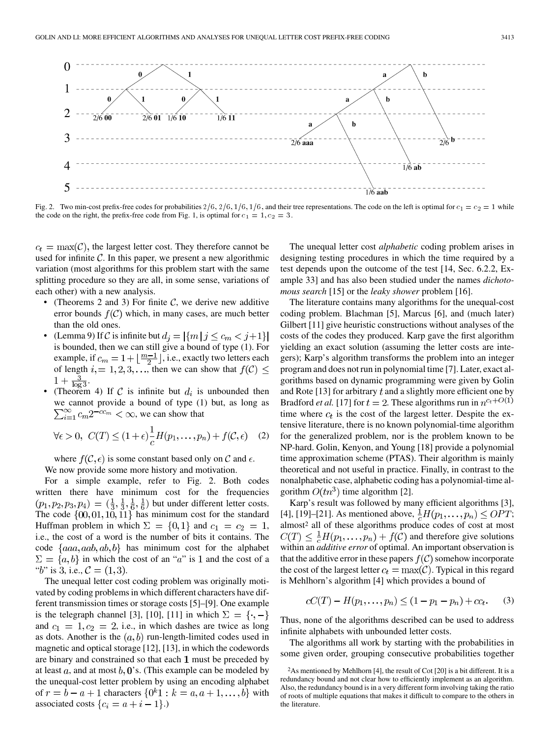Fig. 2. Two min-cost prefix-free codes for probabilities $2/6, 2/6, 1/6, 1/6$, and their tree representations. The code on the left is optimal for $c_1 = c_2 = 1$ while the code on the right, the prefix-free code from Fig. 1, is optimal for $c_1 = 1, c_2 = 3$.

$c_t = \max(\mathcal{C})$, the largest letter cost. They therefore cannot be used for infinite $\mathcal{C}$. In this paper, we present a new algorithmic variation (most algorithms for this problem start with the same splitting procedure so they are all, in some sense, variations of each other) with a new analysis.

- (Theorems 2 and 3) For finite $\mathcal{C}$, we derive new additive error bounds $f(\mathcal{C})$ which, in many cases, are much better than the old ones.
- (Lemma 9) If $\mathcal{C}$ is infinite but $d_j = |\{m \mid j \le c_m < j+1\}|$ is bounded, then we can still give a bound of type (1). For example, if $c_m = 1 + \lfloor \frac{m-1}{2} \rfloor$, i.e., exactly two letters each of length $i, = 1, 2, 3, \ldots$, then we can show that $f(\mathcal{C}) \le 1 + \frac{3}{\log 3}$.
- (Theorem 4) If $\mathcal{C}$ is infinite but $d_i$ is unbounded then we cannot provide a bound of type (1) but, as long as $\sum_{i=1}^{\infty} c_m 2^{-cc_m} < \infty$, we can show that

$$\forall \epsilon > 0, \ C(T) \le (1+\epsilon)\frac{1}{c} H(p_1, \ldots, p_n) + f(\mathcal{C}, \epsilon) \quad (2)$$

where $f(\mathcal{C}, \epsilon)$ is some constant based only on $\mathcal{C}$ and $\epsilon$.

We now provide some more history and motivation.

For a simple example, refer to Fig. 2. Both codes written there have minimum cost for the frequencies $(p_1, p_2, p_3, p_4) = (\frac{1}{3}, \frac{1}{3}, \frac{1}{6}, \frac{1}{6})$ but under different letter costs. The code $\{00, 01, 10, 11\}$ has minimum cost for the standard Huffman problem in which $\Sigma = \{0, 1\}$ and $c_1 = c_2 = 1$, i.e., the cost of a word is the number of bits it contains. The code $\{aaa, aab, ab, b\}$ has minimum cost for the alphabet $\Sigma = \{a, b\}$ in which the cost of an "$a$" is 1 and the cost of a "$b$" is 3, i.e., $\mathcal{C} = (1, 3)$.

The unequal letter cost coding problem was originally motivated by coding problems in which different characters have different transmission times or storage costs [5]–[9]. One example is the telegraph channel [3], [10], [11] in which $\Sigma = \{\cdot, -\}$ and $c_1 = 1, c_2 = 2$, i.e., in which dashes are twice as long as dots. Another is the $(a, b)$ run-length-limited codes used in magnetic and optical storage [12], [13], in which the codewords are binary and constrained so that each **1** must be preceded by at least $a$, and at most $b$, **0**'s. (This example can be modeled by the unequal-cost letter problem by using an encoding alphabet of $r = b - a + 1$ characters $\{0^k 1 : k = a, a+1, \ldots, b\}$ with associated costs $\{c_i = a + i - 1\}$.)

The unequal letter cost *alphabetic* coding problem arises in designing testing procedures in which the time required by a test depends upon the outcome of the test [14, Sec. 6.2.2, Example 33] and has also been studied under the names *dichotomous search* [15] or the *leaky shower* problem [16].

The literature contains many algorithms for the unequal-cost coding problem. Blachman [5], Marcus [6], and (much later) Gilbert [11] give heuristic constructions without analyses of the costs of the codes they produced. Karp gave the first algorithm yielding an exact solution (assuming the letter costs are integers); Karp's algorithm transforms the problem into an integer program and does not run in polynomial time [7]. Later, exact algorithms based on dynamic programming were given by Golin and Rote [13] for arbitrary $t$ and a slightly more efficient one by Bradford *et al.* [17] for $t = 2$. These algorithms run in $n^{c_t + O(1)}$ time where $c_t$ is the cost of the largest letter. Despite the extensive literature, there is no known polynomial-time algorithm for the generalized problem, nor is the problem known to be NP-hard. Golin, Kenyon, and Young [18] provide a polynomial time approximation scheme (PTAS). Their algorithm is mainly theoretical and not useful in practice. Finally, in contrast to the nonalphabetic case, alphabetic coding has a polynomial-time algorithm $O(tn^3)$ time algorithm [2].

Karp's result was followed by many efficient algorithms [3], [4], [19]–[21]. As mentioned above, $\frac{1}{c} H(p_1, \ldots, p_n) \le OPT$; almost[2] all of these algorithms produce codes of cost at most $C(T) \le \frac{1}{c} H(p_1, \ldots, p_n) + f(\mathcal{C})$ and therefore give solutions within an *additive error* of optimal. An important observation is that the additive error in these papers $f(\mathcal{C})$ somehow incorporate the cost of the largest letter $c_t = \max(\mathcal{C})$. Typical in this regard is Mehlhorn's algorithm [4] which provides a bound of

$$cC(T) - H(p_1, \ldots, p_n) \le (1 - p_1 - p_n) + cc_t. \quad (3)$$

Thus, none of the algorithms described can be used to address infinite alphabets with unbounded letter costs.

The algorithms all work by starting with the probabilities in some given order, grouping consecutive probabilities together

[2] As mentioned by Mehlhorn [4], the result of Cot [20] is a bit different. It is a redundancy bound and not clear how to efficiently implement as an algorithm. Also, the redundancy bound is in a very different form involving taking the ratio of roots of multiple equations that makes it difficult to compare to the others in the literature.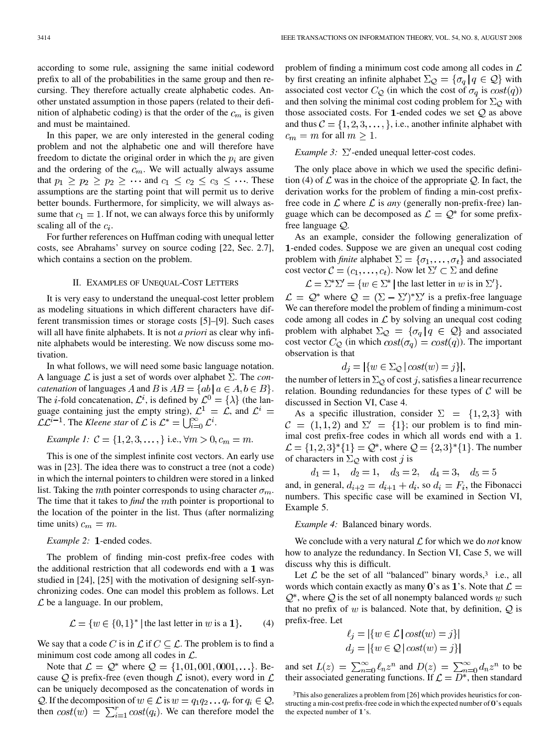according to some rule, assigning the same initial codeword prefix to all of the probabilities in the same group and then recursing. They therefore actually create alphabetic codes. Another unstated assumption in those papers (related to their definition of alphabetic coding) is that the order of the $c_m$ is given and must be maintained.

In this paper, we are only interested in the general coding problem and not the alphabetic one and will therefore have freedom to dictate the original order in which the $p_i$ are given and the ordering of the $c_m$. We will actually always assume that $p_1 \geq p_2 \geq p_2 \geq \cdots$ and $c_1 \leq c_2 \leq c_3 \leq \cdots$. These assumptions are the starting point that will permit us to derive better bounds. Furthermore, for simplicity, we will always assume that $c_1 = 1$. If not, we can always force this by uniformly scaling all of the $c_i$.

For further references on Huffman coding with unequal letter costs, see Abrahams' survey on source coding [22, Sec. 2.7], which contains a section on the problem.

## II. Examples of Unequal-Cost Letters

It is very easy to understand the unequal-cost letter problem as modeling situations in which different characters have different transmission times or storage costs [5]–[9]. Such cases will all have finite alphabets. It is not *a priori* as clear why infinite alphabets would be interesting. We now discuss some motivation.

In what follows, we will need some basic language notation. A language $\mathcal{L}$ is just a set of words over alphabet $\Sigma$. The *concatenation* of languages $A$ and $B$ is $AB = \{ab \mid a \in A, b \in B\}$. The $i$-fold concatenation, $\mathcal{L}^i$, is defined by $\mathcal{L}^0 = \{\lambda\}$ (the language containing just the empty string), $\mathcal{L}^1 = \mathcal{L}$, and $\mathcal{L}^i = \mathcal{L}\mathcal{L}^{i-1}$. The *Kleene star* of $\mathcal{L}$ is $\mathcal{L}^* = \bigcup_{i=0}^{\infty} \mathcal{L}^i$.

*Example 1:* $\mathcal{C} = \{1, 2, 3, \ldots, \}$ i.e., $\forall m > 0, c_m = m$.

This is one of the simplest infinite cost vectors. An early use was in [23]. The idea there was to construct a tree (not a code) in which the internal pointers to children were stored in a linked list. Taking the $m$th pointer corresponds to using character $\sigma_m$. The time that it takes to *find* the $m$th pointer is proportional to the location of the pointer in the list. Thus (after normalizing time units) $c_m = m$.

*Example 2:* $\mathbf{1}$-ended codes.

The problem of finding min-cost prefix-free codes with the additional restriction that all codewords end with a $\mathbf{1}$ was studied in [24], [25] with the motivation of designing self-synchronizing codes. One can model this problem as follows. Let $\mathcal{L}$ be a language. In our problem,

$$\mathcal{L} = \{w \in \{0,1\}^* \mid \text{the last letter in } w \text{ is a } \mathbf{1}\}. \tag{4}$$

We say that a code $C$ is in $\mathcal{L}$ if $C \subseteq \mathcal{L}$. The problem is to find a minimum cost code among all codes in $\mathcal{L}$.

Note that $\mathcal{L} = \mathcal{Q}^*$ where $\mathcal{Q} = \{1, 01, 001, 0001, \ldots\}$. Because $\mathcal{Q}$ is prefix-free (even though $\mathcal{L}$ isnot), every word in $\mathcal{L}$ can be uniquely decomposed as the concatenation of words in $\mathcal{Q}$. If the decomposition of $w \in \mathcal{L}$ is $w = q_1 q_2 \ldots q_r$ for $q_i \in \mathcal{Q}$, then $cost(w) = \sum_{i=1}^{r} cost(q_i)$. We can therefore model the problem of finding a minimum cost code among all codes in $\mathcal{L}$ by first creating an infinite alphabet $\Sigma_{\mathcal{Q}} = \{\sigma_q \mid q \in \mathcal{Q}\}$ with associated cost vector $C_{\mathcal{Q}}$ (in which the cost of $\sigma_q$ is $cost(q)$) and then solving the minimal cost coding problem for $\Sigma_{\mathcal{Q}}$ with those associated costs. For $\mathbf{1}$-ended codes we set $\mathcal{Q}$ as above and thus $\mathcal{C} = \{1, 2, 3, \ldots, \}$, i.e., another infinite alphabet with $c_m = m$ for all $m \geq 1$.

*Example 3:* $\Sigma'$-ended unequal letter-cost codes.

The only place above in which we used the specific definition (4) of $\mathcal{L}$ was in the choice of the appropriate $\mathcal{Q}$. In fact, the derivation works for the problem of finding a min-cost prefix-free code in $\mathcal{L}$ where $\mathcal{L}$ is *any* (generally non-prefix-free) language which can be decomposed as $\mathcal{L} = \mathcal{Q}^*$ for some prefix-free language $\mathcal{Q}$.

As an example, consider the following generalization of $\mathbf{1}$-ended codes. Suppose we are given an unequal cost coding problem with *finite* alphabet $\Sigma = \{\sigma_1, \ldots, \sigma_t\}$ and associated cost vector $\mathcal{C} = (c_1, \ldots, c_t)$. Now let $\Sigma' \subset \Sigma$ and define

$$\mathcal{L} = \Sigma^*\Sigma' = \{w \in \Sigma^* \mid \text{the last letter in } w \text{ is in } \Sigma'\}.$$

$\mathcal{L} = \mathcal{Q}^*$ where $\mathcal{Q} = (\Sigma - \Sigma')^*\Sigma'$ is a prefix-free language We can therefore model the problem of finding a minimum-cost code among all codes in $\mathcal{L}$ by solving an unequal cost coding problem with alphabet $\Sigma_{\mathcal{Q}} = \{\sigma_q \mid q \in \mathcal{Q}\}$ and associated cost vector $C_{\mathcal{Q}}$ (in which $cost(\sigma_q) = cost(q)$). The important observation is that

$$d_j = |\{w \in \Sigma_{\mathcal{Q}} \mid cost(w) = j\}|,$$

the number of letters in $\Sigma_{\mathcal{Q}}$ of cost $j$, satisfies a linear recurrence relation. Bounding redundancies for these types of $\mathcal{C}$ will be discussed in Section VI, Case 4.

As a specific illustration, consider $\Sigma = \{1, 2, 3\}$ with $\mathcal{C} = (1, 1, 2)$ and $\Sigma' = \{1\}$; our problem is to find minimal cost prefix-free codes in which all words end with a 1. $\mathcal{L} = \{1, 2, 3\}^*\{1\} = \mathcal{Q}^*$, where $\mathcal{Q} = \{2, 3\}^*\{1\}$. The number of characters in $\Sigma_{\mathcal{Q}}$ with cost $j$ is

$$d_1 = 1, \quad d_2 = 1, \quad d_3 = 2, \quad d_4 = 3, \quad d_5 = 5$$

and, in general, $d_{i+2} = d_{i+1} + d_i$, so $d_i = F_i$, the Fibonacci numbers. This specific case will be examined in Section VI, Example 5.

*Example 4:* Balanced binary words.

We conclude with a very natural $\mathcal{L}$ for which we do *not* know how to analyze the redundancy. In Section VI, Case 5, we will discuss why this is difficult.

Let $\mathcal{L}$ be the set of all "balanced" binary words,[3] i.e., all words which contain exactly as many $\mathbf{0}$'s as $\mathbf{1}$'s. Note that $\mathcal{L} = \mathcal{Q}^*$, where $\mathcal{Q}$ is the set of all nonempty balanced words $w$ such that no prefix of $w$ is balanced. Note that, by definition, $\mathcal{Q}$ is prefix-free. Let

$$\ell_j = |\{w \in \mathcal{L} \mid cost(w) = j\}|$$
$$d_j = |\{w \in \mathcal{Q} \mid cost(w) = j\}|$$

and set $L(z) = \sum_{n=0}^{\infty} \ell_n z^n$ and $D(z) = \sum_{n=0}^{\infty} d_n z^n$ to be their associated generating functions. If $\mathcal{L} = D^*$, then standard

[3] This also generalizes a problem from [26] which provides heuristics for constructing a min-cost prefix-free code in which the expected number of $\mathbf{0}$'s equals the expected number of $\mathbf{1}$'s.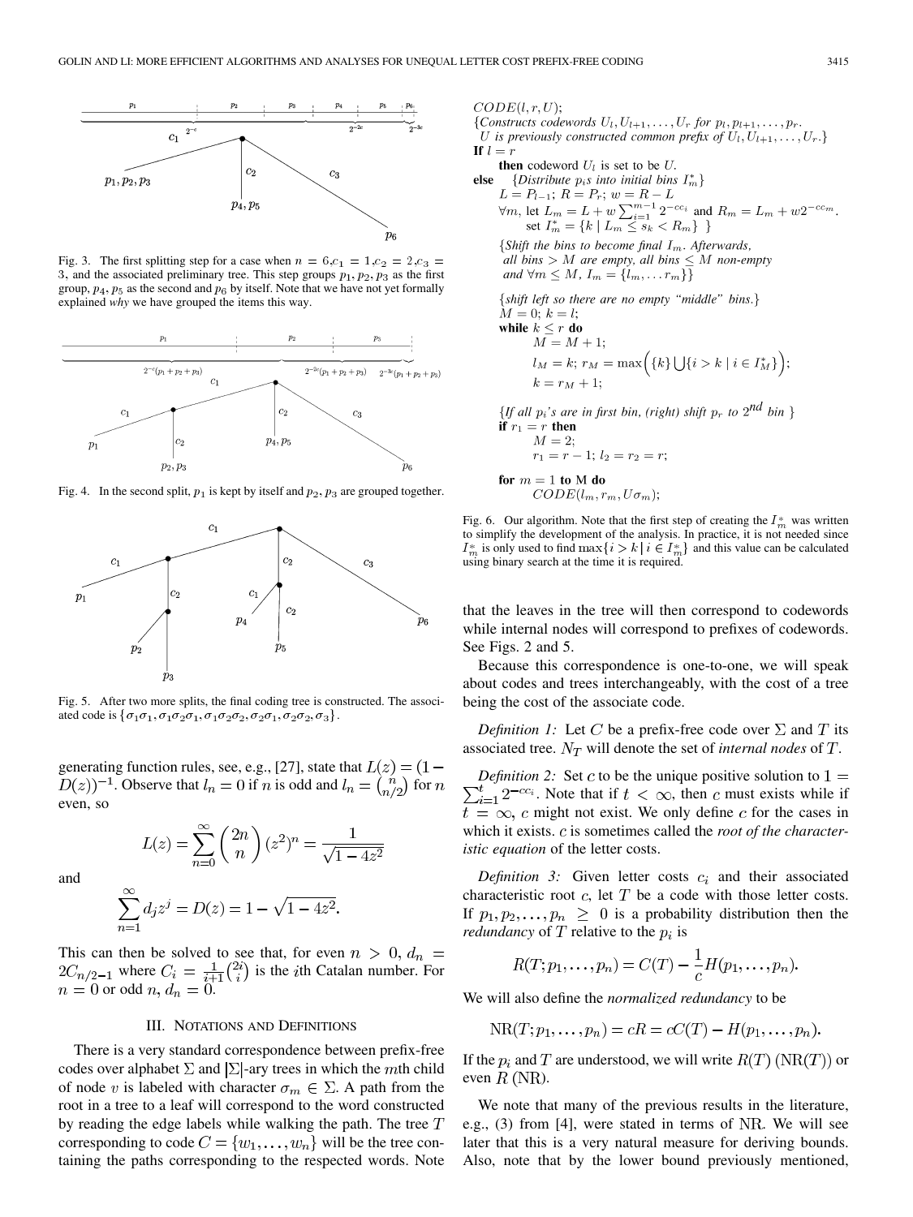Fig. 3. The first splitting step for a case when $n = 6, c_1 = 1, c_2 = 2, c_3 = 3$, and the associated preliminary tree. This step groups $p_1, p_2, p_3$ as the first group, $p_4, p_5$ as the second and $p_6$ by itself. Note that we have not yet formally explained *why* we have grouped the items this way.

Fig. 4. In the second split, $p_1$ is kept by itself and $p_2, p_3$ are grouped together.

Fig. 5. After two more splits, the final coding tree is constructed. The associated code is $\{\sigma_1\sigma_1, \sigma_1\sigma_2\sigma_1, \sigma_1\sigma_2\sigma_2, \sigma_2\sigma_1, \sigma_2\sigma_2, \sigma_3\}$.

generating function rules, see, e.g., [27], state that $L(z) = (1 - D(z))^{-1}$. Observe that $l_n = 0$ if $n$ is odd and $l_n = \binom{n}{n/2}$ for $n$ even, so

$$L(z) = \sum_{n=0}^{\infty} \binom{2n}{n} (z^2)^n = \frac{1}{\sqrt{1-4z^2}}$$

and

$$\sum_{n=1}^{\infty} d_j z^j = D(z) = 1 - \sqrt{1-4z^2}.$$

This can then be solved to see that, for even $n > 0$, $d_n = 2C_{n/2-1}$ where $C_i = \frac{1}{i+1}\binom{2i}{i}$ is the $i$th Catalan number. For $n = 0$ or odd $n$, $d_n = 0$.

## III. Notations and Definitions

There is a very standard correspondence between prefix-free codes over alphabet $\Sigma$ and $|\Sigma|$-ary trees in which the $m$th child of node $v$ is labeled with character $\sigma_m \in \Sigma$. A path from the root in a tree to a leaf will correspond to the word constructed by reading the edge labels while walking the path. The tree $T$ corresponding to code $C = \{w_1, \ldots, w_n\}$ will be the tree containing the paths corresponding to the respected words. Note

```
CODE(l, r, U);
{Constructs codewords U_l, U_{l+1}, ..., U_r for p_l, p_{l+1}, ..., p_r.
 U is previously constructed common prefix of U_l, U_{l+1}, ..., U_r.}
If l = r
    then codeword U_l is set to be U.
else    {Distribute p_i s into initial bins I*_m}
    L = P_{l-1}; R = P_r; w = R - L
    ∀m, let L_m = L + w Σ_{i=1}^{m-1} 2^{-c c_i} and R_m = L_m + w 2^{-c c_m}.
        set I*_m = {k | L_m ≤ s_k < R_m} }

    {Shift the bins to become final I_m. Afterwards,
     all bins > M are empty, all bins ≤ M non-empty
     and ∀m ≤ M, I_m = {l_m, ... r_m}}

    {shift left so there are no empty "middle" bins.}
    M = 0; k = l;
    while k ≤ r do
        M = M + 1;
        l_M = k; r_M = max({k} ∪ {i > k | i ∈ I*_M});
        k = r_M + 1;

    {If all p_i's are in first bin, (right) shift p_r to 2nd bin }
    if r_1 = r then
        M = 2;
        r_1 = r - 1; l_2 = r_2 = r;

    for m = 1 to M do
        CODE(l_m, r_m, U σ_m);
```

Fig. 6. Our algorithm. Note that the first step of creating the $I_m^*$ was written to simplify the development of the analysis. In practice, it is not needed since $I_m^*$ is only used to find $\max\{i > k \mid i \in I_m^*\}$ and this value can be calculated using binary search at the time it is required.

that the leaves in the tree will then correspond to codewords while internal nodes will correspond to prefixes of codewords. See Figs. 2 and 5.

Because this correspondence is one-to-one, we will speak about codes and trees interchangeably, with the cost of a tree being the cost of the associate code.

*Definition 1:* Let $C$ be a prefix-free code over $\Sigma$ and $T$ its associated tree. $N_T$ will denote the set of *internal nodes* of $T$.

*Definition 2:* Set $c$ to be the unique positive solution to $1 = \sum_{i=1}^{t} 2^{-cc_i}$. Note that if $t < \infty$, $c$ must exists while if $t = \infty$, $c$ might not exist. We only define $c$ for the cases in which it exists. $c$ is sometimes called the *root of the characteristic equation* of the letter costs.

*Definition 3:* Given letter costs $c_i$ and their associated characteristic root $c$, let $T$ be a code with those letter costs. If $p_1, p_2, \ldots, p_n \geq 0$ is a probability distribution then the *redundancy* of $T$ relative to the $p_i$ is

$$R(T; p_1, \ldots, p_n) = C(T) - \frac{1}{c} H(p_1, \ldots, p_n).$$

We will also define the *normalized redundancy* to be

$$\mathrm{NR}(T; p_1, \ldots, p_n) = cR = cC(T) - H(p_1, \ldots, p_n).$$

If the $p_i$ and $T$ are understood, we will write $R(T)$ $(\mathrm{NR}(T))$ or even $R$ $(\mathrm{NR})$.

We note that many of the previous results in the literature, e.g., (3) from [4], were stated in terms of NR. We will see later that this is a very natural measure for deriving bounds. Also, note that by the lower bound previously mentioned,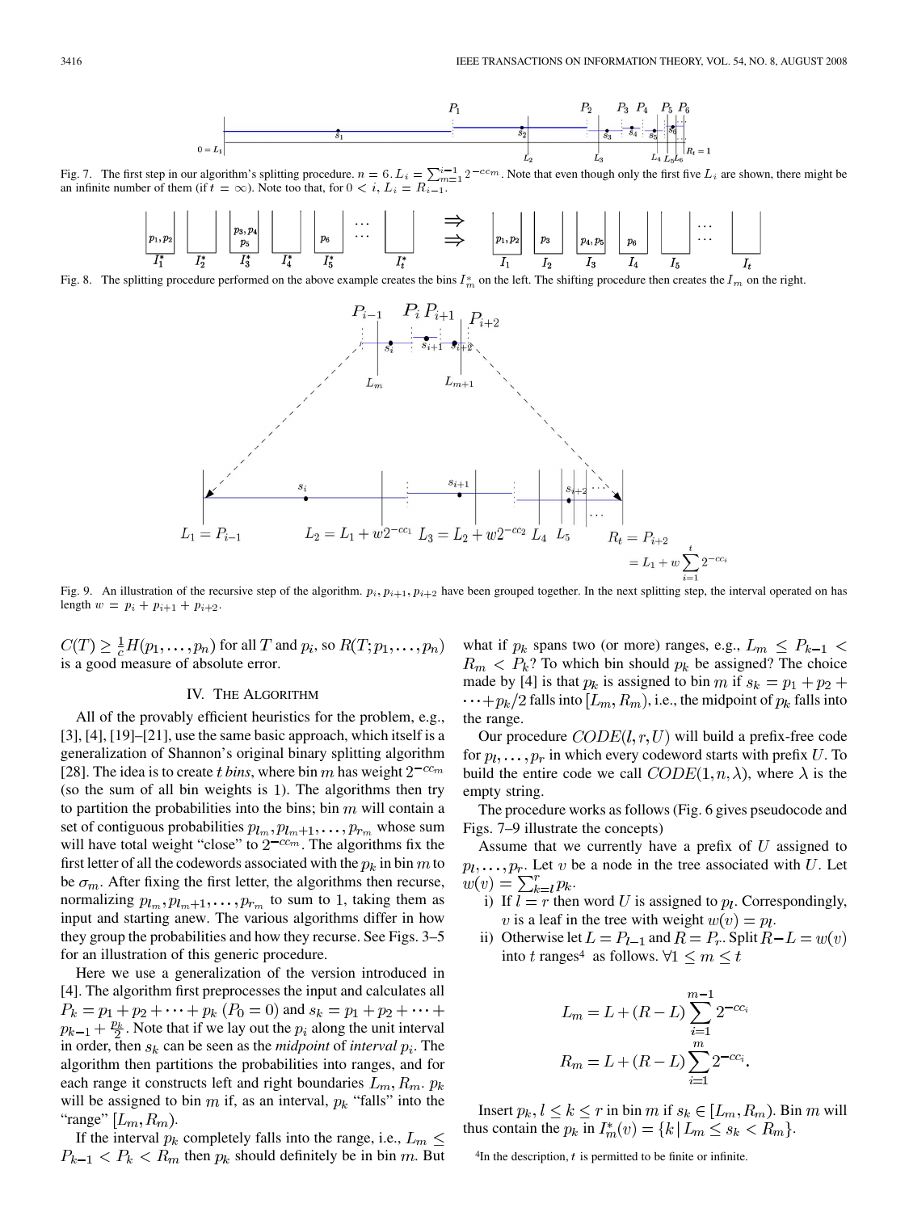Fig. 7. The first step in our algorithm's splitting procedure. $n = 6$. $L_i = \sum_{m=1}^{i-1} 2^{-cc_m}$. Note that even though only the first five $L_i$ are shown, there might be an infinite number of them (if $t = \infty$). Note too that, for $0 < i$, $L_i = R_{i-1}$.

Fig. 8. The splitting procedure performed on the above example creates the bins $I_m^*$ on the left. The shifting procedure then creates the $I_m$ on the right.

Fig. 9. An illustration of the recursive step of the algorithm. $p_i, p_{i+1}, p_{i+2}$ have been grouped together. In the next splitting step, the interval operated on has length $w = p_i + p_{i+1} + p_{i+2}$.

$C(T) \geq \frac{1}{c} H(p_1, \ldots, p_n)$ for all $T$ and $p_i$, so $R(T; p_1, \ldots, p_n)$ is a good measure of absolute error.

## IV. The Algorithm

All of the provably efficient heuristics for the problem, e.g., [3], [4], [19]–[21], use the same basic approach, which itself is a generalization of Shannon's original binary splitting algorithm [28]. The idea is to create $t$ *bins*, where bin $m$ has weight $2^{-cc_m}$ (so the sum of all bin weights is 1). The algorithms then try to partition the probabilities into the bins; bin $m$ will contain a set of contiguous probabilities $p_{l_m}, p_{l_m+1}, \ldots, p_{r_m}$ whose sum will have total weight "close" to $2^{-cc_m}$. The algorithms fix the first letter of all the codewords associated with the $p_k$ in bin $m$ to be $\sigma_m$. After fixing the first letter, the algorithms then recurse, normalizing $p_{l_m}, p_{l_m+1}, \ldots, p_{r_m}$ to sum to 1, taking them as input and starting anew. The various algorithms differ in how they group the probabilities and how they recurse. See Figs. 3–5 for an illustration of this generic procedure.

Here we use a generalization of the version introduced in [4]. The algorithm first preprocesses the input and calculates all $P_k = p_1 + p_2 + \cdots + p_k$ ($P_0 = 0$) and $s_k = p_1 + p_2 + \cdots + p_{k-1} + \frac{p_k}{2}$. Note that if we lay out the $p_i$ along the unit interval in order, then $s_k$ can be seen as the *midpoint* of *interval* $p_i$. The algorithm then partitions the probabilities into ranges, and for each range it constructs left and right boundaries $L_m, R_m$. $p_k$ will be assigned to bin $m$ if, as an interval, $p_k$ "falls" into the "range" $[L_m, R_m)$.

If the interval $p_k$ completely falls into the range, i.e., $L_m \leq P_{k-1} < P_k < R_m$ then $p_k$ should definitely be in bin $m$. But what if $p_k$ spans two (or more) ranges, e.g., $L_m \leq P_{k-1} < R_m < P_k$? To which bin should $p_k$ be assigned? The choice made by [4] is that $p_k$ is assigned to bin $m$ if $s_k = p_1 + p_2 + \cdots + p_k/2$ falls into $[L_m, R_m)$, i.e., the midpoint of $p_k$ falls into the range.

Our procedure $CODE(l, r, U)$ will build a prefix-free code for $p_l, \ldots, p_r$ in which every codeword starts with prefix $U$. To build the entire code we call $CODE(1, n, \lambda)$, where $\lambda$ is the empty string.

The procedure works as follows (Fig. 6 gives pseudocode and Figs. 7–9 illustrate the concepts)

Assume that we currently have a prefix of $U$ assigned to $p_l, \ldots, p_r$. Let $v$ be a node in the tree associated with $U$. Let $w(v) = \sum_{k=l}^{r} p_k$.

i) If $l = r$ then word $U$ is assigned to $p_l$. Correspondingly, $v$ is a leaf in the tree with weight $w(v) = p_l$.

ii) Otherwise let $L = P_{l-1}$ and $R = P_r$. Split $R - L = w(v)$ into $t$ ranges[4] as follows. $\forall 1 \leq m \leq t$

$$L_m = L + (R - L) \sum_{i=1}^{m-1} 2^{-cc_i}$$

$$R_m = L + (R - L) \sum_{i=1}^{m} 2^{-cc_i}.$$

Insert $p_k, l \leq k \leq r$ in bin $m$ if $s_k \in [L_m, R_m)$. Bin $m$ will thus contain the $p_k$ in $I_m^*(v) = \{k \mid L_m \leq s_k < R_m\}$.

[4] In the description, $t$ is permitted to be finite or infinite.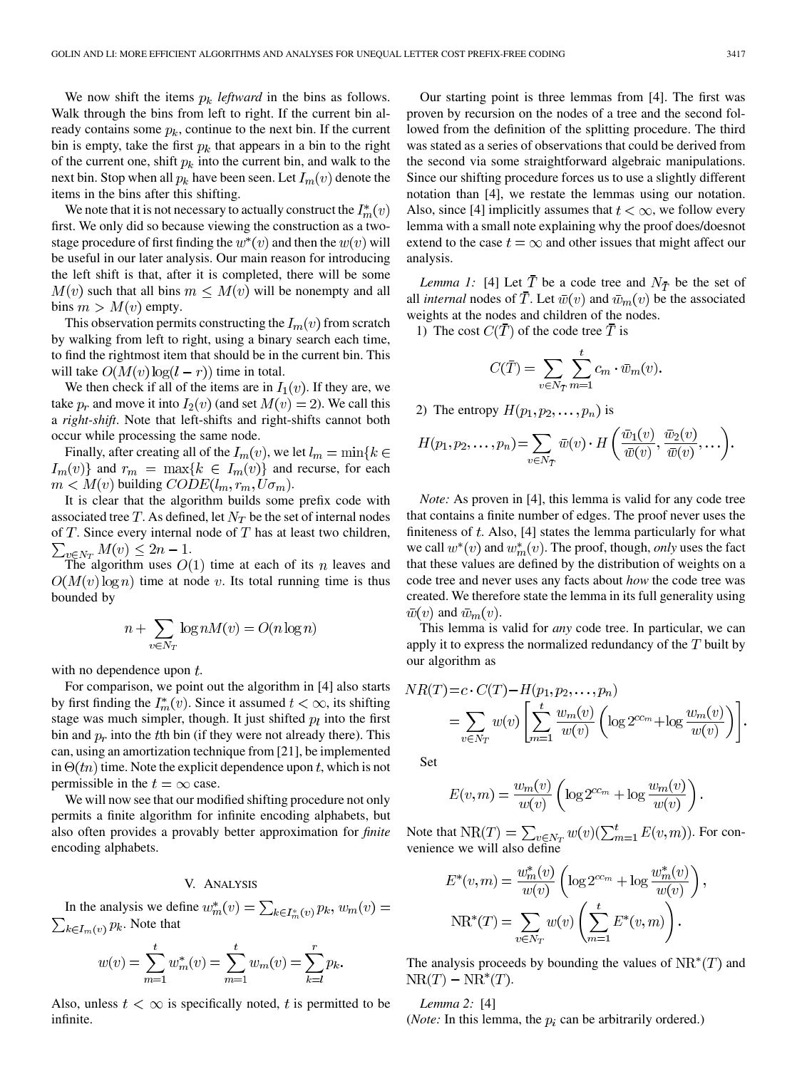We now shift the items $p_k$ *leftward* in the bins as follows. Walk through the bins from left to right. If the current bin already contains some $p_k$, continue to the next bin. If the current bin is empty, take the first $p_k$ that appears in a bin to the right of the current one, shift $p_k$ into the current bin, and walk to the next bin. Stop when all $p_k$ have been seen. Let $I_m(v)$ denote the items in the bins after this shifting.

We note that it is not necessary to actually construct the $I^*_m(v)$ first. We only did so because viewing the construction as a two-stage procedure of first finding the $w^*(v)$ and then the $w(v)$ will be useful in our later analysis. Our main reason for introducing the left shift is that, after it is completed, there will be some $M(v)$ such that all bins $m \le M(v)$ will be nonempty and all bins $m > M(v)$ empty.

This observation permits constructing the $I_m(v)$ from scratch by walking from left to right, using a binary search each time, to find the rightmost item that should be in the current bin. This will take $O(M(v)\log(l-r))$ time in total.

We then check if all of the items are in $I_1(v)$. If they are, we take $p_r$ and move it into $I_2(v)$ (and set $M(v)=2$). We call this a *right-shift*. Note that left-shifts and right-shifts cannot both occur while processing the same node.

Finally, after creating all of the $I_m(v)$, we let $l_m = \min\{k \in I_m(v)\}$ and $r_m = \max\{k \in I_m(v)\}$ and recurse, for each $m < M(v)$ building $CODE(l_m, r_m, U\sigma_m)$.

It is clear that the algorithm builds some prefix code with associated tree $T$. As defined, let $N_T$ be the set of internal nodes of $T$. Since every internal node of $T$ has at least two children, $\sum_{v \in N_T} M(v) \le 2n-1$.

The algorithm uses $O(1)$ time at each of its $n$ leaves and $O(M(v)\log n)$ time at node $v$. Its total running time is thus bounded by

$$n + \sum_{v \in N_T} \log n M(v) = O(n \log n)$$

with no dependence upon $t$.

For comparison, we point out the algorithm in [4] also starts by first finding the $I^*_m(v)$. Since it assumed $t < \infty$, its shifting stage was much simpler, though. It just shifted $p_l$ into the first bin and $p_r$ into the $t$th bin (if they were not already there). This can, using an amortization technique from [21], be implemented in $\Theta(tn)$ time. Note the explicit dependence upon $t$, which is not permissible in the $t=\infty$ case.

We will now see that our modified shifting procedure not only permits a finite algorithm for infinite encoding alphabets, but also often provides a provably better approximation for *finite* encoding alphabets.

## V. Analysis

In the analysis we define $w^*_m(v) = \sum_{k \in I^*_m(v)} p_k$, $w_m(v) = \sum_{k \in I_m(v)} p_k$. Note that

$$w(v) = \sum_{m=1}^{t} w^*_m(v) = \sum_{m=1}^{t} w_m(v) = \sum_{k=l}^{r} p_k.$$

Also, unless $t < \infty$ is specifically noted, $t$ is permitted to be infinite.

Our starting point is three lemmas from [4]. The first was proven by recursion on the nodes of a tree and the second followed from the definition of the splitting procedure. The third was stated as a series of observations that could be derived from the second via some straightforward algebraic manipulations. Since our shifting procedure forces us to use a slightly different notation than [4], we restate the lemmas using our notation. Also, since [4] implicitly assumes that $t < \infty$, we follow every lemma with a small note explaining why the proof does/doesnot extend to the case $t = \infty$ and other issues that might affect our analysis.

*Lemma 1:* [4] Let $\bar{T}$ be a code tree and $N_{\bar{T}}$ be the set of all *internal* nodes of $\bar{T}$. Let $\bar{w}(v)$ and $\bar{w}_m(v)$ be the associated weights at the nodes and children of the nodes.

1) The cost $C(\bar{T})$ of the code tree $\bar{T}$ is

$$C(\bar{T}) = \sum_{v \in N_{\bar{T}}} \sum_{m=1}^{t} c_m \cdot \bar{w}_m(v).$$

2) The entropy $H(p_1, p_2, \ldots, p_n)$ is

$$H(p_1, p_2, \ldots, p_n) = \sum_{v \in N_{\bar{T}}} \bar{w}(v) \cdot H\left(\frac{\bar{w}_1(v)}{\bar{w}(v)}, \frac{\bar{w}_2(v)}{\bar{w}(v)}, \ldots\right).$$

*Note:* As proven in [4], this lemma is valid for any code tree that contains a finite number of edges. The proof never uses the finiteness of $t$. Also, [4] states the lemma particularly for what we call $w^*(v)$ and $w^*_m(v)$. The proof, though, *only* uses the fact that these values are defined by the distribution of weights on a code tree and never uses any facts about *how* the code tree was created. We therefore state the lemma in its full generality using $\bar{w}(v)$ and $\bar{w}_m(v)$.

This lemma is valid for *any* code tree. In particular, we can apply it to express the normalized redundancy of the $T$ built by our algorithm as

$$\begin{aligned} NR(T) &= c \cdot C(T) - H(p_1, p_2, \ldots, p_n) \\ &= \sum_{v \in N_T} w(v) \left[ \sum_{m=1}^{t} \frac{w_m(v)}{w(v)} \left( \log 2^{cc_m} + \log \frac{w_m(v)}{w(v)} \right) \right]. \end{aligned}$$

Set

$$E(v,m) = \frac{w_m(v)}{w(v)} \left( \log 2^{cc_m} + \log \frac{w_m(v)}{w(v)} \right).$$

Note that $\mathrm{NR}(T) = \sum_{v \in N_T} w(v) (\sum_{m=1}^{t} E(v,m))$. For convenience we will also define

$$E^*(v,m) = \frac{w^*_m(v)}{w(v)} \left( \log 2^{cc_m} + \log \frac{w^*_m(v)}{w(v)} \right),$$

$$\mathrm{NR}^*(T) = \sum_{v \in N_T} w(v) \left( \sum_{m=1}^{t} E^*(v,m) \right).$$

The analysis proceeds by bounding the values of $\mathrm{NR}^*(T)$ and $\mathrm{NR}(T) - \mathrm{NR}^*(T)$.

*Lemma 2:* [4]
(*Note:* In this lemma, the $p_i$ can be arbitrarily ordered.)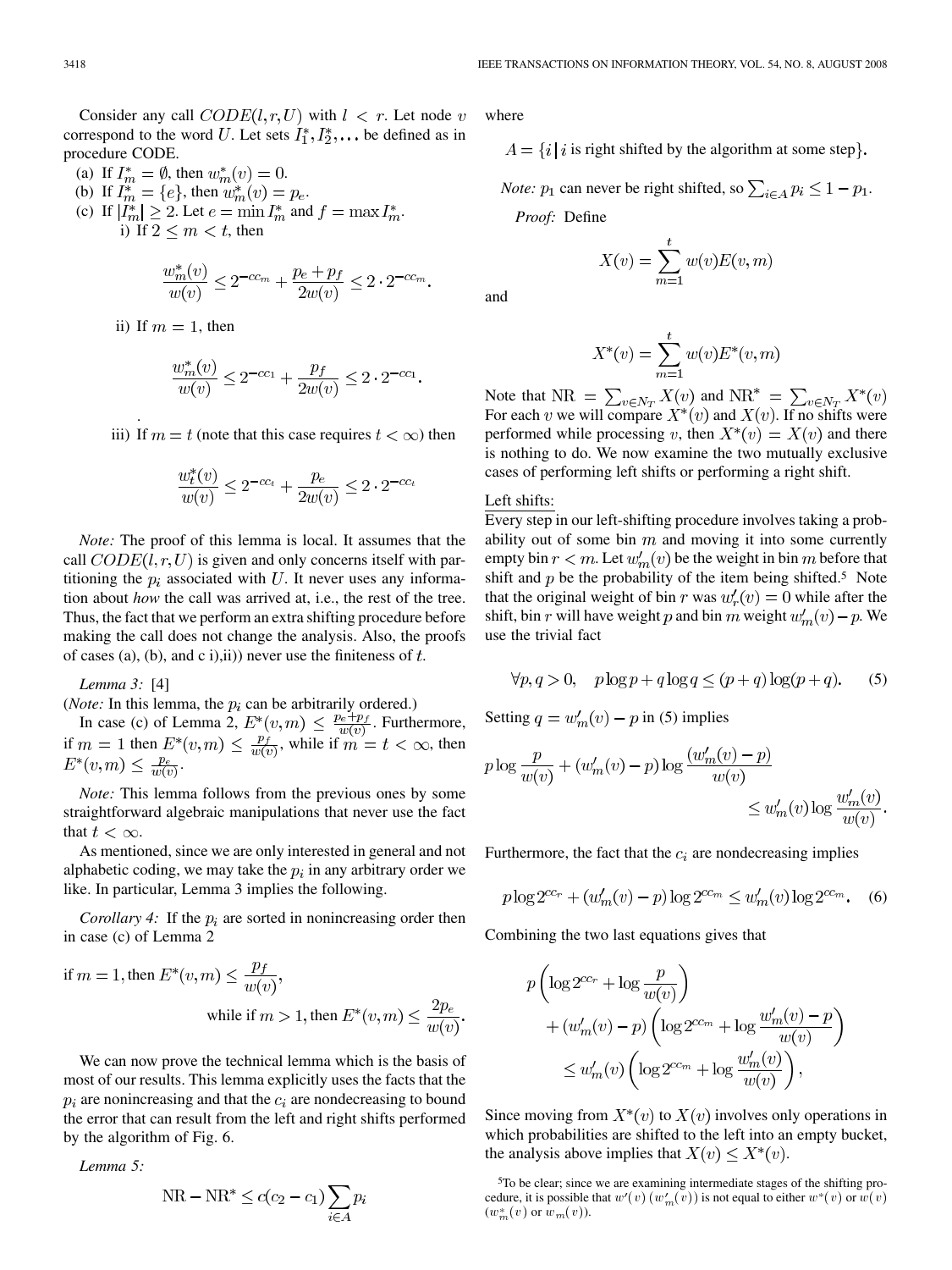Consider any call $CODE(l, r, U)$ with $l < r$. Let node $v$ correspond to the word $U$. Let sets $I_1^*, I_2^*, \ldots$ be defined as in procedure CODE.

(a) If $I_m^* = \emptyset$, then $w_m^*(v) = 0$.

(b) If $I_m^* = \{e\}$, then $w_m^*(v) = p_e$.

(c) If $|I_m^*| \geq 2$. Let $e = \min I_m^*$ and $f = \max I_m^*$.

i) If $2 \leq m < t$, then

$$\frac{w_m^*(v)}{w(v)} \leq 2^{-cc_m} + \frac{p_e + p_f}{2w(v)} \leq 2 \cdot 2^{-cc_m}.$$

ii) If $m = 1$, then

$$\frac{w_m^*(v)}{w(v)} \leq 2^{-cc_1} + \frac{p_f}{2w(v)} \leq 2 \cdot 2^{-cc_1}.$$

iii) If $m = t$ (note that this case requires $t < \infty$) then

$$\frac{w_t^*(v)}{w(v)} \leq 2^{-cc_t} + \frac{p_e}{2w(v)} \leq 2 \cdot 2^{-cc_t}$$

*Note:* The proof of this lemma is local. It assumes that the call $CODE(l, r, U)$ is given and only concerns itself with partitioning the $p_i$ associated with $U$. It never uses any information about *how* the call was arrived at, i.e., the rest of the tree. Thus, the fact that we perform an extra shifting procedure before making the call does not change the analysis. Also, the proofs of cases (a), (b), and c i),ii)) never use the finiteness of $t$.

*Lemma 3:* [4]

(*Note:* In this lemma, the $p_i$ can be arbitrarily ordered.)

In case (c) of Lemma 2, $E^*(v, m) \leq \frac{p_e + p_f}{w(v)}$. Furthermore, if $m = 1$ then $E^*(v, m) \leq \frac{p_f}{w(v)}$, while if $m = t < \infty$, then $E^*(v, m) \leq \frac{p_e}{w(v)}$.

*Note:* This lemma follows from the previous ones by some straightforward algebraic manipulations that never use the fact that $t < \infty$.

As mentioned, since we are only interested in general and not alphabetic coding, we may take the $p_i$ in any arbitrary order we like. In particular, Lemma 3 implies the following.

*Corollary 4:* If the $p_i$ are sorted in nonincreasing order then in case (c) of Lemma 2

$$\text{if } m = 1, \text{then } E^*(v, m) \leq \frac{p_f}{w(v)},$$
$$\text{while if } m > 1, \text{then } E^*(v, m) \leq \frac{2p_e}{w(v)}.$$

We can now prove the technical lemma which is the basis of most of our results. This lemma explicitly uses the facts that the $p_i$ are nonincreasing and that the $c_i$ are nondecreasing to bound the error that can result from the left and right shifts performed by the algorithm of Fig. 6.

*Lemma 5:*

$$\text{NR} - \text{NR}^* \leq c(c_2 - c_1) \sum_{i \in A} p_i$$

where

$$A = \{i \mid i \text{ is right shifted by the algorithm at some step}\}.$$

*Note:* $p_1$ can never be right shifted, so $\sum_{i \in A} p_i \leq 1 - p_1$.

*Proof:* Define

$$X(v) = \sum_{m=1}^{t} w(v) E(v, m)$$

and

$$X^*(v) = \sum_{m=1}^{t} w(v) E^*(v, m)$$

Note that $\text{NR} = \sum_{v \in N_T} X(v)$ and $\text{NR}^* = \sum_{v \in N_T} X^*(v)$ For each $v$ we will compare $X^*(v)$ and $X(v)$. If no shifts were performed while processing $v$, then $X^*(v) = X(v)$ and there is nothing to do. We now examine the two mutually exclusive cases of performing left shifts or performing a right shift.

Left shifts:

Every step in our left-shifting procedure involves taking a probability out of some bin $m$ and moving it into some currently empty bin $r < m$. Let $w_m'(v)$ be the weight in bin $m$ before that shift and $p$ be the probability of the item being shifted.[5] Note that the original weight of bin $r$ was $w_r'(v) = 0$ while after the shift, bin $r$ will have weight $p$ and bin $m$ weight $w_m'(v) - p$. We use the trivial fact

$$\forall p, q > 0, \quad p \log p + q \log q \leq (p + q) \log(p + q). \tag{5}$$

Setting $q = w_m'(v) - p$ in (5) implies

$$p \log \frac{p}{w(v)} + (w_m'(v) - p) \log \frac{(w_m'(v) - p)}{w(v)} \leq w_m'(v) \log \frac{w_m'(v)}{w(v)}.$$

Furthermore, the fact that the $c_i$ are nondecreasing implies

$$p \log 2^{cc_r} + (w_m'(v) - p) \log 2^{cc_m} \leq w_m'(v) \log 2^{cc_m}. \tag{6}$$

Combining the two last equations gives that

$$p\left(\log 2^{cc_r} + \log \frac{p}{w(v)}\right) + (w_m'(v) - p)\left(\log 2^{cc_m} + \log \frac{w_m'(v) - p}{w(v)}\right) \leq w_m'(v)\left(\log 2^{cc_m} + \log \frac{w_m'(v)}{w(v)}\right),$$

Since moving from $X^*(v)$ to $X(v)$ involves only operations in which probabilities are shifted to the left into an empty bucket, the analysis above implies that $X(v) \leq X^*(v)$.

[5] To be clear; since we are examining intermediate stages of the shifting procedure, it is possible that $w'(v)$ ($w_m'(v)$) is not equal to either $w^*(v)$ or $w(v)$ ($w_m^*(v)$ or $w_m(v)$).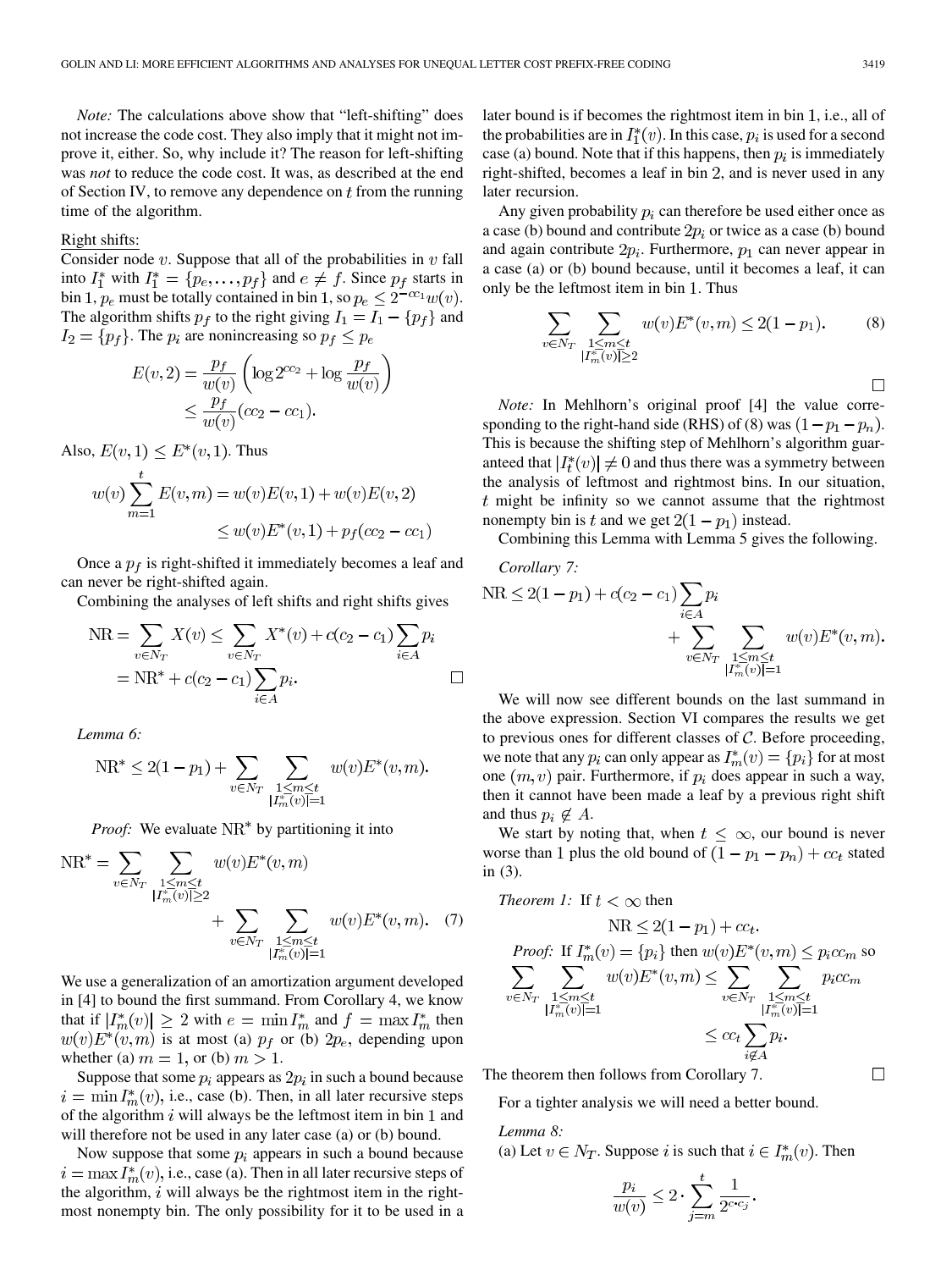*Note:* The calculations above show that "left-shifting" does not increase the code cost. They also imply that it might not improve it, either. So, why include it? The reason for left-shifting was *not* to reduce the code cost. It was, as described at the end of Section IV, to remove any dependence on $t$ from the running time of the algorithm.

Right shifts:
Consider node $v$. Suppose that all of the probabilities in $v$ fall into $I_1^*$ with $I_1^* = \{p_e, \ldots, p_f\}$ and $e \neq f$. Since $p_f$ starts in bin 1, $p_e$ must be totally contained in bin 1, so $p_e \leq 2^{-cc_1} w(v)$. The algorithm shifts $p_f$ to the right giving $I_1 = I_1 - \{p_f\}$ and $I_2 = \{p_f\}$. The $p_i$ are nonincreasing so $p_f \leq p_e$

$$E(v, 2) = \frac{p_f}{w(v)} \left( \log 2^{cc_2} + \log \frac{p_f}{w(v)} \right) \leq \frac{p_f}{w(v)} (cc_2 - cc_1).$$

Also, $E(v, 1) \leq E^*(v, 1)$. Thus

$$w(v) \sum_{m=1}^{t} E(v, m) = w(v) E(v, 1) + w(v) E(v, 2) \leq w(v) E^*(v, 1) + p_f (cc_2 - cc_1)$$

Once a $p_f$ is right-shifted it immediately becomes a leaf and can never be right-shifted again.

Combining the analyses of left shifts and right shifts gives

$$\mathrm{NR} = \sum_{v \in N_T} X(v) \leq \sum_{v \in N_T} X^*(v) + c(c_2 - c_1) \sum_{i \in A} p_i = \mathrm{NR}^* + c(c_2 - c_1) \sum_{i \in A} p_i.$$

□

*Lemma 6:*

$$\mathrm{NR}^* \leq 2(1 - p_1) + \sum_{v \in N_T} \sum_{\substack{1 \leq m \leq t \\ |I_m^*(v)| = 1}} w(v) E^*(v, m).$$

*Proof:* We evaluate $\mathrm{NR}^*$ by partitioning it into

$$\mathrm{NR}^* = \sum_{v \in N_T} \sum_{\substack{1 \leq m \leq t \\ |I_m^*(v)| \geq 2}} w(v) E^*(v, m) + \sum_{v \in N_T} \sum_{\substack{1 \leq m \leq t \\ |I_m^*(v)| = 1}} w(v) E^*(v, m). \quad (7)$$

We use a generalization of an amortization argument developed in [4] to bound the first summand. From Corollary 4, we know that if $|I_m^*(v)| \geq 2$ with $e = \min I_m^*$ and $f = \max I_m^*$ then $w(v) E^*(v, m)$ is at most (a) $p_f$ or (b) $2p_e$, depending upon whether (a) $m = 1$, or (b) $m > 1$.

Suppose that some $p_i$ appears as $2p_i$ in such a bound because $i = \min I_m^*(v)$, i.e., case (b). Then, in all later recursive steps of the algorithm $i$ will always be the leftmost item in bin 1 and will therefore not be used in any later case (a) or (b) bound.

Now suppose that some $p_i$ appears in such a bound because $i = \max I_m^*(v)$, i.e., case (a). Then in all later recursive steps of the algorithm, $i$ will always be the rightmost item in the rightmost nonempty bin. The only possibility for it to be used in a later bound is if becomes the rightmost item in bin 1, i.e., all of the probabilities are in $I_1^*(v)$. In this case, $p_i$ is used for a second case (a) bound. Note that if this happens, then $p_i$ is immediately right-shifted, becomes a leaf in bin 2, and is never used in any later recursion.

Any given probability $p_i$ can therefore be used either once as a case (b) bound and contribute $2p_i$ or twice as a case (b) bound and again contribute $2p_i$. Furthermore, $p_1$ can never appear in a case (a) or (b) bound because, until it becomes a leaf, it can only be the leftmost item in bin 1. Thus

$$\sum_{v \in N_T} \sum_{\substack{1 \leq m \leq t \\ |I_m^*(v)| \geq 2}} w(v) E^*(v, m) \leq 2(1 - p_1). \quad (8)$$

□

*Note:* In Mehlhorn's original proof [4] the value corresponding to the right-hand side (RHS) of (8) was $(1 - p_1 - p_n)$. This is because the shifting step of Mehlhorn's algorithm guaranteed that $|I_t^*(v)| \neq 0$ and thus there was a symmetry between the analysis of leftmost and rightmost bins. In our situation, $t$ might be infinity so we cannot assume that the rightmost nonempty bin is $t$ and we get $2(1 - p_1)$ instead.

Combining this Lemma with Lemma 5 gives the following.

*Corollary 7:*

$$\mathrm{NR} \leq 2(1 - p_1) + c(c_2 - c_1) \sum_{i \in A} p_i + \sum_{v \in N_T} \sum_{\substack{1 \leq m \leq t \\ |I_m^*(v)| = 1}} w(v) E^*(v, m).$$

We will now see different bounds on the last summand in the above expression. Section VI compares the results we get to previous ones for different classes of $\mathcal{C}$. Before proceeding, we note that any $p_i$ can only appear as $I_m^*(v) = \{p_i\}$ for at most one $(m, v)$ pair. Furthermore, if $p_i$ does appear in such a way, then it cannot have been made a leaf by a previous right shift and thus $p_i \notin A$.

We start by noting that, when $t \leq \infty$, our bound is never worse than 1 plus the old bound of $(1 - p_1 - p_n) + cc_t$ stated in (3).

*Theorem 1:* If $t < \infty$ then

$$\mathrm{NR} \leq 2(1 - p_1) + cc_t.$$

*Proof:* If $I_m^*(v) = \{p_i\}$ then $w(v) E^*(v, m) \leq p_i cc_m$ so

$$\sum_{v \in N_T} \sum_{\substack{1 \leq m \leq t \\ |I_m^*(v)| = 1}} w(v) E^*(v, m) \leq \sum_{v \in N_T} \sum_{\substack{1 \leq m \leq t \\ |I_m^*(v)| = 1}} p_i cc_m \leq cc_t \sum_{i \notin A} p_i.$$

The theorem then follows from Corollary 7. □

For a tighter analysis we will need a better bound.

*Lemma 8:*
(a) Let $v \in N_T$. Suppose $i$ is such that $i \in I_m^*(v)$. Then

$$\frac{p_i}{w(v)} \leq 2 \cdot \sum_{j=m}^{t} \frac{1}{2^{c \cdot c_j}}.$$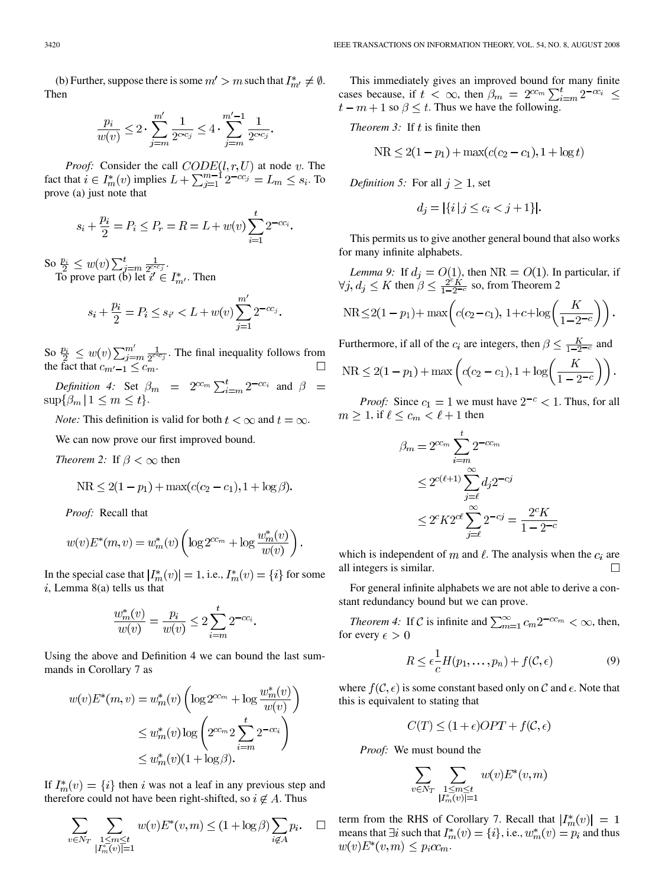(b) Further, suppose there is some $m' > m$ such that $I^*_{m'} \neq \emptyset$. Then

$$\frac{p_i}{w(v)} \leq 2 \cdot \sum_{j=m}^{m'} \frac{1}{2^{c \cdot c_j}} \leq 4 \cdot \sum_{j=m}^{m'-1} \frac{1}{2^{c \cdot c_j}}.$$

*Proof:* Consider the call $CODE(l, r, U)$ at node $v$. The fact that $i \in I^*_m(v)$ implies $L + \sum_{j=1}^{m-1} 2^{-cc_j} = L_m \leq s_i$. To prove (a) just note that

$$s_i + \frac{p_i}{2} = P_i \leq P_r = R = L + w(v) \sum_{i=1}^{t} 2^{-cc_i}.$$

So $\frac{p_i}{2} \leq w(v) \sum_{j=m}^{t} \frac{1}{2^{c \cdot c_j}}$.

To prove part (b) let $i' \in I^*_{m'}$. Then

$$s_i + \frac{p_i}{2} = P_i \leq s_{i'} < L + w(v) \sum_{j=1}^{m'} 2^{-cc_j}.$$

So $\frac{p_i}{2} \leq w(v) \sum_{j=m}^{m'} \frac{1}{2^{c \cdot c_j}}$. The final inequality follows from the fact that $c_{m'-1} \leq c_m$. □

*Definition 4:* Set $\beta_m = 2^{cc_m} \sum_{i=m}^{t} 2^{-cc_i}$ and $\beta = \sup\{\beta_m \mid 1 \leq m \leq t\}$.

*Note:* This definition is valid for both $t < \infty$ and $t = \infty$.

We can now prove our first improved bound.

*Theorem 2:* If $\beta < \infty$ then

$$\mathrm{NR} \leq 2(1 - p_1) + \max(c(c_2 - c_1), 1 + \log \beta).$$

*Proof:* Recall that

$$w(v) E^*(m, v) = w^*_m(v) \left( \log 2^{cc_m} + \log \frac{w^*_m(v)}{w(v)} \right).$$

In the special case that $|I^*_m(v)| = 1$, i.e., $I^*_m(v) = \{i\}$ for some $i$, Lemma 8(a) tells us that

$$\frac{w^*_m(v)}{w(v)} = \frac{p_i}{w(v)} \leq 2 \sum_{i=m}^{t} 2^{-cc_i}.$$

Using the above and Definition 4 we can bound the last summands in Corollary 7 as

$$\begin{aligned} w(v) E^*(m, v) &= w^*_m(v) \left( \log 2^{cc_m} + \log \frac{w^*_m(v)}{w(v)} \right) \\ &\leq w^*_m(v) \log \left( 2^{cc_m} 2 \sum_{i=m}^{t} 2^{-cc_i} \right) \\ &\leq w^*_m(v)(1 + \log \beta). \end{aligned}$$

If $I^*_m(v) = \{i\}$ then $i$ was not a leaf in any previous step and therefore could not have been right-shifted, so $i \notin A$. Thus

$$\sum_{v \in N_T} \sum_{\substack{1 \leq m \leq t \\ |I^*_m(v)| = 1}} w(v) E^*(v, m) \leq (1 + \log \beta) \sum_{i \notin A} p_i. \quad \square$$

This immediately gives an improved bound for many finite cases because, if $t < \infty$, then $\beta_m = 2^{cc_m} \sum_{i=m}^{t} 2^{-cc_i} \leq t - m + 1$ so $\beta \leq t$. Thus we have the following.

*Theorem 3:* If $t$ is finite then

$$\mathrm{NR} \leq 2(1 - p_1) + \max(c(c_2 - c_1), 1 + \log t)$$

*Definition 5:* For all $j \geq 1$, set

$$d_j = |\{i \mid j \leq c_i < j + 1\}|.$$

This permits us to give another general bound that also works for many infinite alphabets.

*Lemma 9:* If $d_j = O(1)$, then $\mathrm{NR} = O(1)$. In particular, if $\forall j, d_j \leq K$ then $\beta \leq \frac{2^c K}{1 - 2^{-c}}$ so, from Theorem 2

$$\mathrm{NR} \leq 2(1 - p_1) + \max\left( c(c_2 - c_1),\, 1 + c + \log\left( \frac{K}{1 - 2^{-c}} \right) \right).$$

Furthermore, if all of the $c_i$ are integers, then $\beta \leq \frac{K}{1 - 2^{-c}}$ and

$$\mathrm{NR} \leq 2(1 - p_1) + \max\left( c(c_2 - c_1), 1 + \log\left( \frac{K}{1 - 2^{-c}} \right) \right).$$

*Proof:* Since $c_1 = 1$ we must have $2^{-c} < 1$. Thus, for all $m \geq 1$, if $\ell \leq c_m < \ell + 1$ then

$$\begin{aligned} \beta_m &= 2^{cc_m} \sum_{i=m}^{t} 2^{-cc_m} \\ &\leq 2^{c(\ell+1)} \sum_{j=\ell}^{\infty} d_j 2^{-cj} \\ &\leq 2^c K 2^{c\ell} \sum_{j=\ell}^{\infty} 2^{-cj} = \frac{2^c K}{1 - 2^{-c}} \end{aligned}$$

which is independent of $m$ and $\ell$. The analysis when the $c_i$ are all integers is similar. □

For general infinite alphabets we are not able to derive a constant redundancy bound but we can prove.

*Theorem 4:* If $\mathcal{C}$ is infinite and $\sum_{m=1}^{\infty} c_m 2^{-cc_m} < \infty$, then, for every $\epsilon > 0$

$$R \leq \epsilon \frac{1}{c} H(p_1, \ldots, p_n) + f(\mathcal{C}, \epsilon) \tag{9}$$

where $f(\mathcal{C}, \epsilon)$ is some constant based only on $\mathcal{C}$ and $\epsilon$. Note that this is equivalent to stating that

$$C(T) \leq (1 + \epsilon) OPT + f(\mathcal{C}, \epsilon)$$

*Proof:* We must bound the

$$\sum_{v \in N_T} \sum_{\substack{1 \leq m \leq t \\ |I^*_m(v)| = 1}} w(v) E^*(v, m)$$

term from the RHS of Corollary 7. Recall that $|I^*_m(v)| = 1$ means that $\exists i$ such that $I^*_m(v) = \{i\}$, i.e., $w^*_m(v) = p_i$ and thus $w(v) E^*(v, m) \leq p_i c c_m$.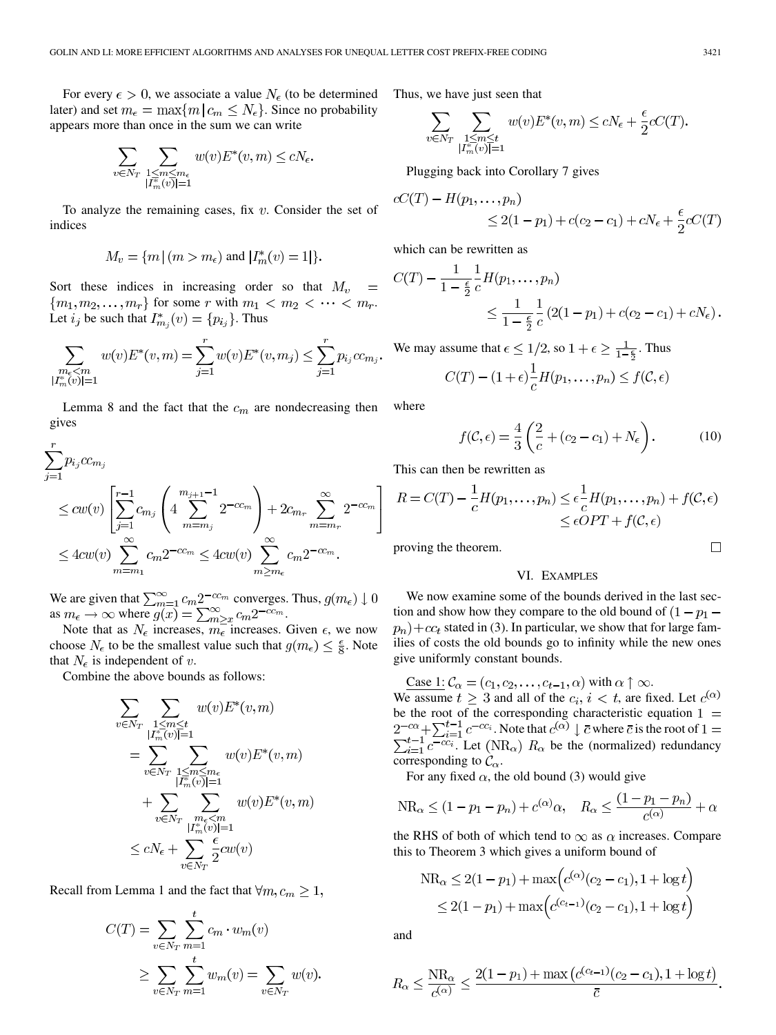For every $\epsilon > 0$, we associate a value $N_\epsilon$ (to be determined later) and set $m_\epsilon = \max\{m \mid c_m \le N_\epsilon\}$. Since no probability appears more than once in the sum we can write

$$\sum_{v \in N_T} \sum_{\substack{1 \le m \le m_\epsilon \\ |I_m^*(v)|=1}} w(v) E^*(v,m) \le c N_\epsilon.$$

To analyze the remaining cases, fix $v$. Consider the set of indices

$$M_v = \{m \mid (m > m_\epsilon) \text{ and } |I_m^*(v) = 1|\}.$$

Sort these indices in increasing order so that $M_v = \{m_1, m_2, \ldots, m_r\}$ for some $r$ with $m_1 < m_2 < \cdots < m_r$. Let $i_j$ be such that $I_{m_j}^*(v) = \{p_{i_j}\}$. Thus

$$\sum_{\substack{m_\epsilon < m \\ |I_m^*(v)|=1}} w(v) E^*(v,m) = \sum_{j=1}^{r} w(v) E^*(v, m_j) \le \sum_{j=1}^{r} p_{i_j} c c_{m_j}.$$

Lemma 8 and the fact that the $c_m$ are nondecreasing then gives

$$\begin{aligned}
\sum_{j=1}^{r} p_{i_j} c c_{m_j} &\le c w(v) \left[ \sum_{j=1}^{r-1} c_{m_j} \left( 4 \sum_{m=m_j}^{m_{j+1}-1} 2^{-c c_m} \right) + 2 c_{m_r} \sum_{m=m_r}^{\infty} 2^{-c c_m} \right] \\
&\le 4 c w(v) \sum_{m=m_1}^{\infty} c_m 2^{-c c_m} \le 4 c w(v) \sum_{m \ge m_\epsilon}^{\infty} c_m 2^{-c c_m}.
\end{aligned}$$

We are given that $\sum_{m=1}^{\infty} c_m 2^{-c c_m}$ converges. Thus, $g(m_\epsilon) \downarrow 0$ as $m_\epsilon \to \infty$ where $g(x) = \sum_{m \ge x}^{\infty} c_m 2^{-c c_m}$.

Note that as $N_\epsilon$ increases, $m_\epsilon$ increases. Given $\epsilon$, we now choose $N_\epsilon$ to be the smallest value such that $g(m_\epsilon) \le \frac{\epsilon}{8}$. Note that $N_\epsilon$ is independent of $v$.

Combine the above bounds as follows:

$$\begin{aligned}
\sum_{v \in N_T} \sum_{\substack{1 \le m \le t \\ |I_m^*(v)|=1}} w(v) E^*(v,m) &= \sum_{v \in N_T} \sum_{\substack{1 \le m \le m_\epsilon \\ |I_m^*(v)|=1}} w(v) E^*(v,m) \\
&\quad + \sum_{v \in N_T} \sum_{\substack{m_\epsilon < m \\ |I_m^*(v)|=1}} w(v) E^*(v,m) \\
&\le c N_\epsilon + \sum_{v \in N_T} \frac{\epsilon}{2} c w(v)
\end{aligned}$$

Recall from Lemma 1 and the fact that $\forall m, c_m \ge 1$,

$$\begin{aligned}
C(T) &= \sum_{v \in N_T} \sum_{m=1}^{t} c_m \cdot w_m(v) \\
&\ge \sum_{v \in N_T} \sum_{m=1}^{t} w_m(v) = \sum_{v \in N_T} w(v).
\end{aligned}$$

Thus, we have just seen that

$$\sum_{v \in N_T} \sum_{\substack{1 \le m \le t \\ |I_m^*(v)|=1}} w(v) E^*(v,m) \le c N_\epsilon + \frac{\epsilon}{2} c C(T).$$

Plugging back into Corollary 7 gives

$$\begin{aligned}
c C(T) - H(p_1, \ldots, p_n) \\
\le 2(1 - p_1) + c(c_2 - c_1) + c N_\epsilon + \frac{\epsilon}{2} c C(T)
\end{aligned}$$

which can be rewritten as

$$\begin{aligned}
C(T) - \frac{1}{1 - \frac{\epsilon}{2}} \frac{1}{c} H(p_1, \ldots, p_n) \\
\le \frac{1}{1 - \frac{\epsilon}{2}} \frac{1}{c} \left( 2(1 - p_1) + c(c_2 - c_1) + c N_\epsilon \right).
\end{aligned}$$

We may assume that $\epsilon \le 1/2$, so $1 + \epsilon \ge \frac{1}{1 - \frac{\epsilon}{2}}$. Thus

$$C(T) - (1 + \epsilon) \frac{1}{c} H(p_1, \ldots, p_n) \le f(\mathcal{C}, \epsilon)$$

where

$$f(\mathcal{C}, \epsilon) = \frac{4}{3} \left( \frac{2}{c} + (c_2 - c_1) + N_\epsilon \right). \tag{10}$$

This can then be rewritten as

$$\begin{aligned}
R = C(T) - \frac{1}{c} H(p_1, \ldots, p_n) &\le \epsilon \frac{1}{c} H(p_1, \ldots, p_n) + f(\mathcal{C}, \epsilon) \\
&\le \epsilon OPT + f(\mathcal{C}, \epsilon)
\end{aligned}$$

proving the theorem. □

## VI. Examples

We now examine some of the bounds derived in the last section and show how they compare to the old bound of $(1 - p_1 - p_n) + c c_t$ stated in (3). In particular, we show that for large families of costs the old bounds go to infinity while the new ones give uniformly constant bounds.

Case 1: $\mathcal{C}_\alpha = (c_1, c_2, \ldots, c_{t-1}, \alpha)$ with $\alpha \uparrow \infty$.
We assume $t \ge 3$ and all of the $c_i$, $i < t$, are fixed. Let $c^{(\alpha)}$ be the root of the corresponding characteristic equation $1 = 2^{-c\alpha} + \sum_{i=1}^{t-1} c^{-c c_i}$. Note that $c^{(\alpha)} \downarrow \bar{c}$ where $\bar{c}$ is the root of $1 = \sum_{i=1}^{t-1} c^{-c c_i}$. Let $(\mathrm{NR}_\alpha)$ $R_\alpha$ be the (normalized) redundancy corresponding to $\mathcal{C}_\alpha$.

For any fixed $\alpha$, the old bound (3) would give

$$\mathrm{NR}_\alpha \le (1 - p_1 - p_n) + c^{(\alpha)} \alpha, \quad R_\alpha \le \frac{(1 - p_1 - p_n)}{c^{(\alpha)}} + \alpha$$

the RHS of both of which tend to $\infty$ as $\alpha$ increases. Compare this to Theorem 3 which gives a uniform bound of

$$\begin{aligned}
\mathrm{NR}_\alpha &\le 2(1 - p_1) + \max\left( c^{(\alpha)}(c_2 - c_1), 1 + \log t \right) \\
&\le 2(1 - p_1) + \max\left( c^{(c_{t-1})}(c_2 - c_1), 1 + \log t \right)
\end{aligned}$$

and

$$R_\alpha \le \frac{\mathrm{NR}_\alpha}{c^{(\alpha)}} \le \frac{2(1 - p_1) + \max\left( c^{(c_{t-1})}(c_2 - c_1), 1 + \log t \right)}{\bar{c}}.$$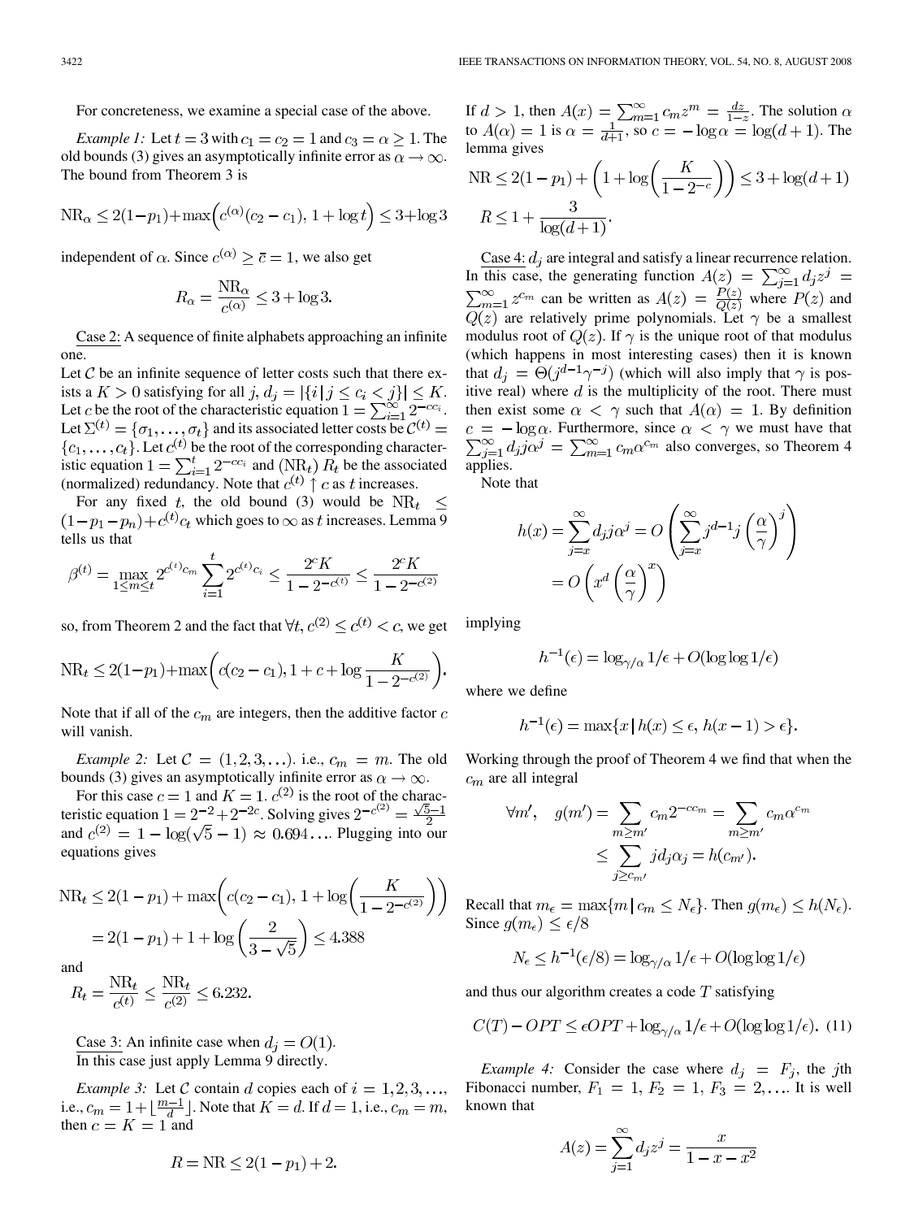For concreteness, we examine a special case of the above.

*Example 1:* Let $t = 3$ with $c_1 = c_2 = 1$ and $c_3 = \alpha \ge 1$. The old bounds (3) gives an asymptotically infinite error as $\alpha \to \infty$. The bound from Theorem 3 is

$$\mathrm{NR}_\alpha \le 2(1-p_1) + \max\Big(c^{(\alpha)}(c_2 - c_1),\ 1 + \log t\Big) \le 3 + \log 3$$

independent of $\alpha$. Since $c^{(\alpha)} \ge \bar{c} = 1$, we also get

$$R_\alpha = \frac{\mathrm{NR}_\alpha}{c^{(\alpha)}} \le 3 + \log 3.$$

Case 2: A sequence of finite alphabets approaching an infinite one.

Let $\mathcal{C}$ be an infinite sequence of letter costs such that there exists a $K > 0$ satisfying for all $j$, $d_j = |\{i \mid j \le c_i < j\}| \le K$. Let $c$ be the root of the characteristic equation $1 = \sum_{i=1}^{\infty} 2^{-cc_i}$. Let $\Sigma^{(t)} = \{\sigma_1, \ldots, \sigma_t\}$ and its associated letter costs be $\mathcal{C}^{(t)} = \{c_1, \ldots, c_t\}$. Let $c^{(t)}$ be the root of the corresponding characteristic equation $1 = \sum_{i=1}^{t} 2^{-cc_i}$ and $(\mathrm{NR}_t)$ $R_t$ be the associated (normalized) redundancy. Note that $c^{(t)} \uparrow c$ as $t$ increases.

For any fixed $t$, the old bound (3) would be $\mathrm{NR}_t \le (1 - p_1 - p_n) + c^{(t)} c_t$ which goes to $\infty$ as $t$ increases. Lemma 9 tells us that

$$\beta^{(t)} = \max_{1 \le m \le t} 2^{c^{(t)} c_m} \sum_{i=1}^{t} 2^{c^{(t)} c_i} \le \frac{2^c K}{1 - 2^{-c^{(t)}}} \le \frac{2^c K}{1 - 2^{-c^{(2)}}}$$

so, from Theorem 2 and the fact that $\forall t, c^{(2)} \le c^{(t)} < c$, we get

$$\mathrm{NR}_t \le 2(1-p_1) + \max\left(c(c_2 - c_1),\ 1 + c + \log \frac{K}{1 - 2^{-c^{(2)}}}\right).$$

Note that if all of the $c_m$ are integers, then the additive factor $c$ will vanish.

*Example 2:* Let $\mathcal{C} = (1, 2, 3, \ldots)$. i.e., $c_m = m$. The old bounds (3) gives an asymptotically infinite error as $\alpha \to \infty$.

For this case $c = 1$ and $K = 1$. $c^{(2)}$ is the root of the characteristic equation $1 = 2^{-2} + 2^{-2c}$. Solving gives $2^{-c^{(2)}} = \frac{\sqrt{5}-1}{2}$ and $c^{(2)} = 1 - \log(\sqrt{5} - 1) \approx 0.694\ldots$. Plugging into our equations gives

$$\begin{aligned}
\mathrm{NR}_t &\le 2(1-p_1) + \max\left(c(c_2 - c_1),\ 1 + \log\left(\frac{K}{1 - 2^{-c^{(2)}}}\right)\right) \\
&= 2(1-p_1) + 1 + \log\left(\frac{2}{3 - \sqrt{5}}\right) \le 4.388
\end{aligned}$$

and

$$R_t = \frac{\mathrm{NR}_t}{c^{(t)}} \le \frac{\mathrm{NR}_t}{c^{(2)}} \le 6.232.$$

Case 3: An infinite case when $d_j = O(1)$.
In this case just apply Lemma 9 directly.

*Example 3:* Let $\mathcal{C}$ contain $d$ copies each of $i = 1, 2, 3, \ldots$, i.e., $c_m = 1 + \lfloor \frac{m-1}{d} \rfloor$. Note that $K = d$. If $d = 1$, i.e., $c_m = m$, then $c = K = 1$ and

$$R = \mathrm{NR} \le 2(1 - p_1) + 2.$$

If $d > 1$, then $A(x) = \sum_{m=1}^{\infty} c_m z^m = \frac{dz}{1-z}$. The solution $\alpha$ to $A(\alpha) = 1$ is $\alpha = \frac{1}{d+1}$, so $c = -\log \alpha = \log(d+1)$. The lemma gives

$$\begin{aligned}
\mathrm{NR} &\le 2(1-p_1) + \left(1 + \log\left(\frac{K}{1 - 2^{-c}}\right)\right) \le 3 + \log(d+1) \\
R &\le 1 + \frac{3}{\log(d+1)}.
\end{aligned}$$

Case 4: $d_j$ are integral and satisfy a linear recurrence relation. In this case, the generating function $A(z) = \sum_{j=1}^{\infty} d_j z^j = \sum_{m=1}^{\infty} z^{c_m}$ can be written as $A(z) = \frac{P(z)}{Q(z)}$ where $P(z)$ and $Q(z)$ are relatively prime polynomials. Let $\gamma$ be a smallest modulus root of $Q(z)$. If $\gamma$ is the unique root of that modulus (which happens in most interesting cases) then it is known that $d_j = \Theta(j^{d-1}\gamma^{-j})$ (which will also imply that $\gamma$ is positive real) where $d$ is the multiplicity of the root. There must then exist some $\alpha < \gamma$ such that $A(\alpha) = 1$. By definition $c = -\log \alpha$. Furthermore, since $\alpha < \gamma$ we must have that $\sum_{j=1}^{\infty} d_j j \alpha^j = \sum_{m=1}^{\infty} c_m \alpha^{c_m}$ also converges, so Theorem 4 applies.

Note that

$$\begin{aligned}
h(x) = \sum_{j=x}^{\infty} d_j j \alpha^j &= O\left(\sum_{j=x}^{\infty} j^{d-1} j \left(\frac{\alpha}{\gamma}\right)^j\right) \\
&= O\left(x^d \left(\frac{\alpha}{\gamma}\right)^x\right)
\end{aligned}$$

implying

$$h^{-1}(\epsilon) = \log_{\gamma/\alpha} 1/\epsilon + O(\log\log 1/\epsilon)$$

where we define

$$h^{-1}(\epsilon) = \max\{x \mid h(x) \le \epsilon,\ h(x-1) > \epsilon\}.$$

Working through the proof of Theorem 4 we find that when the $c_m$ are all integral

$$\begin{aligned}
\forall m', \quad g(m') &= \sum_{m \ge m'} c_m 2^{-cc_m} = \sum_{m \ge m'} c_m \alpha^{c_m} \\
&\le \sum_{j \ge c_{m'}} j d_j \alpha_j = h(c_{m'}).
\end{aligned}$$

Recall that $m_\epsilon = \max\{m \mid c_m \le N_\epsilon\}$. Then $g(m_\epsilon) \le h(N_\epsilon)$. Since $g(m_\epsilon) \le \epsilon/8$

$$N_\epsilon \le h^{-1}(\epsilon/8) = \log_{\gamma/\alpha} 1/\epsilon + O(\log\log 1/\epsilon)$$

and thus our algorithm creates a code $T$ satisfying

$$C(T) - OPT \le \epsilon OPT + \log_{\gamma/\alpha} 1/\epsilon + O(\log\log 1/\epsilon). \quad (11)$$

*Example 4:* Consider the case where $d_j = F_j$, the $j$th Fibonacci number, $F_1 = 1$, $F_2 = 1$, $F_3 = 2, \ldots$. It is well known that

$$A(z) = \sum_{j=1}^{\infty} d_j z^j = \frac{x}{1 - x - x^2}$$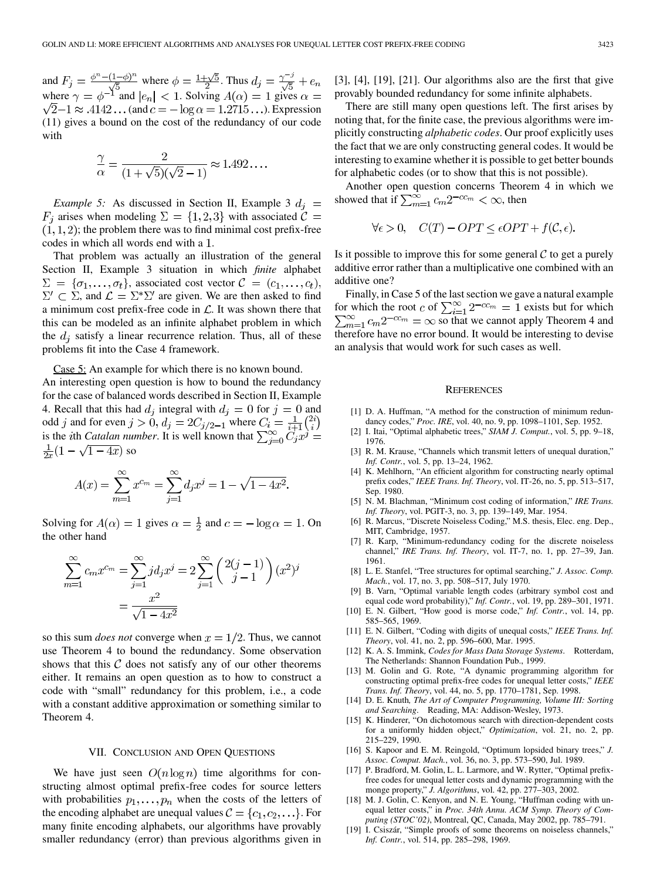and $F_j = \frac{\phi^n - (1-\phi)^n}{\sqrt{5}}$ where $\phi = \frac{1+\sqrt{5}}{2}$. Thus $d_j = \frac{\gamma^{-j}}{\sqrt{5}} + e_n$ where $\gamma = \phi^{-1}$ and $|e_n| < 1$. Solving $A(\alpha) = 1$ gives $\alpha = \sqrt{2} - 1 \approx .4142\ldots$ (and $c = -\log\alpha = 1.2715\ldots$). Expression (11) gives a bound on the cost of the redundancy of our code with

$$\frac{\gamma}{\alpha} = \frac{2}{(1+\sqrt{5})(\sqrt{2}-1)} \approx 1.492\ldots.$$

*Example 5:* As discussed in Section II, Example 3 $d_j = F_j$ arises when modeling $\Sigma = \{1, 2, 3\}$ with associated $\mathcal{C} = (1, 1, 2)$; the problem there was to find minimal cost prefix-free codes in which all words end with a 1.

That problem was actually an illustration of the general Section II, Example 3 situation in which *finite* alphabet $\Sigma = \{\sigma_1, \ldots, \sigma_t\}$, associated cost vector $\mathcal{C} = (c_1, \ldots, c_t)$, $\Sigma' \subset \Sigma$, and $\mathcal{L} = \Sigma^* \Sigma'$ are given. We are then asked to find a minimum cost prefix-free code in $\mathcal{L}$. It was shown there that this can be modeled as an infinite alphabet problem in which the $d_j$ satisfy a linear recurrence relation. Thus, all of these problems fit into the Case 4 framework.

Case 5: An example for which there is no known bound.
An interesting open question is how to bound the redundancy for the case of balanced words described in Section II, Example 4. Recall that this had $d_j$ integral with $d_j = 0$ for $j = 0$ and odd $j$ and for even $j > 0$, $d_j = 2C_{j/2-1}$ where $C_i = \frac{1}{i+1}\binom{2i}{i}$ is the $i$th *Catalan number*. It is well known that $\sum_{j=0}^{\infty} C_j x^j = \frac{1}{2x}(1 - \sqrt{1-4x})$ so

$$A(x) = \sum_{m=1}^{\infty} x^{c_m} = \sum_{j=1}^{\infty} d_j x^j = 1 - \sqrt{1-4x^2}.$$

Solving for $A(\alpha) = 1$ gives $\alpha = \frac{1}{2}$ and $c = -\log\alpha = 1$. On the other hand

$$\sum_{m=1}^{\infty} c_m x^{c_m} = \sum_{j=1}^{\infty} j d_j x^j = 2\sum_{j=1}^{\infty} \binom{2(j-1)}{j-1} (x^2)^j = \frac{x^2}{\sqrt{1-4x^2}}$$

so this sum *does not* converge when $x = 1/2$. Thus, we cannot use Theorem 4 to bound the redundancy. Some observation shows that this $\mathcal{C}$ does not satisfy any of our other theorems either. It remains an open question as to how to construct a code with "small" redundancy for this problem, i.e., a code with a constant additive approximation or something similar to Theorem 4.

## VII. Conclusion and Open Questions

We have just seen $O(n\log n)$ time algorithms for constructing almost optimal prefix-free codes for source letters with probabilities $p_1, \ldots, p_n$ when the costs of the letters of the encoding alphabet are unequal values $\mathcal{C} = \{c_1, c_2, \ldots\}$. For many finite encoding alphabets, our algorithms have provably smaller redundancy (error) than previous algorithms given in [3], [4], [19], [21]. Our algorithms also are the first that give provably bounded redundancy for some infinite alphabets.

There are still many open questions left. The first arises by noting that, for the finite case, the previous algorithms were implicitly constructing *alphabetic codes*. Our proof explicitly uses the fact that we are only constructing general codes. It would be interesting to examine whether it is possible to get better bounds for alphabetic codes (or to show that this is not possible).

Another open question concerns Theorem 4 in which we showed that if $\sum_{m=1}^{\infty} c_m 2^{-cc_m} < \infty$, then

$$\forall \epsilon > 0, \quad C(T) - OPT \le \epsilon OPT + f(\mathcal{C}, \epsilon).$$

Is it possible to improve this for some general $\mathcal{C}$ to get a purely additive error rather than a multiplicative one combined with an additive one?

Finally, in Case 5 of the last section we gave a natural example for which the root $c$ of $\sum_{i=1}^{\infty} 2^{-cc_m} = 1$ exists but for which $\sum_{m=1}^{\infty} c_m 2^{-cc_m} = \infty$ so that we cannot apply Theorem 4 and therefore have no error bound. It would be interesting to devise an analysis that would work for such cases as well.

## References

[1] D. A. Huffman, "A method for the construction of minimum redundancy codes," *Proc. IRE*, vol. 40, no. 9, pp. 1098–1101, Sep. 1952.

[2] I. Itai, "Optimal alphabetic trees," *SIAM J. Comput.*, vol. 5, pp. 9–18, 1976.

[3] R. M. Krause, "Channels which transmit letters of unequal duration," *Inf. Contr.*, vol. 5, pp. 13–24, 1962.

[4] K. Mehlhorn, "An efficient algorithm for constructing nearly optimal prefix codes," *IEEE Trans. Inf. Theory*, vol. IT-26, no. 5, pp. 513–517, Sep. 1980.

[5] N. M. Blachman, "Minimum cost coding of information," *IRE Trans. Inf. Theory*, vol. PGIT-3, no. 3, pp. 139–149, Mar. 1954.

[6] R. Marcus, "Discrete Noiseless Coding," M.S. thesis, Elec. eng. Dep., MIT, Cambridge, 1957.

[7] R. Karp, "Minimum-redundancy coding for the discrete noiseless channel," *IRE Trans. Inf. Theory*, vol. IT-7, no. 1, pp. 27–39, Jan. 1961.

[8] L. E. Stanfel, "Tree structures for optimal searching," *J. Assoc. Comp. Mach.*, vol. 17, no. 3, pp. 508–517, July 1970.

[9] B. Varn, "Optimal variable length codes (arbitrary symbol cost and equal code word probability)," *Inf. Contr.*, vol. 19, pp. 289–301, 1971.

[10] E. N. Gilbert, "How good is morse code," *Inf. Contr.*, vol. 14, pp. 585–565, 1969.

[11] E. N. Gilbert, "Coding with digits of unequal costs," *IEEE Trans. Inf. Theory*, vol. 41, no. 2, pp. 596–600, Mar. 1995.

[12] K. A. S. Immink, *Codes for Mass Data Storage Systems*. Rotterdam, The Netherlands: Shannon Foundation Pub., 1999.

[13] M. Golin and G. Rote, "A dynamic programming algorithm for constructing optimal prefix-free codes for unequal letter costs," *IEEE Trans. Inf. Theory*, vol. 44, no. 5, pp. 1770–1781, Sep. 1998.

[14] D. E. Knuth, *The Art of Computer Programming, Volume III: Sorting and Searching*. Reading, MA: Addison-Wesley, 1973.

[15] K. Hinderer, "On dichotomous search with direction-dependent costs for a uniformly hidden object," *Optimization*, vol. 21, no. 2, pp. 215–229, 1990.

[16] S. Kapoor and E. M. Reingold, "Optimum lopsided binary trees," *J. Assoc. Comput. Mach.*, vol. 36, no. 3, pp. 573–590, Jul. 1989.

[17] P. Bradford, M. Golin, L. L. Larmore, and W. Rytter, "Optimal prefix-free codes for unequal letter costs and dynamic programming with the monge property," *J. Algorithms*, vol. 42, pp. 277–303, 2002.

[18] M. J. Golin, C. Kenyon, and N. E. Young, "Huffman coding with unequal letter costs," in *Proc. 34th Annu. ACM Symp. Theory of Computing (STOC'02)*, Montreal, QC, Canada, May 2002, pp. 785–791.

[19] I. Csiszár, "Simple proofs of some theorems on noiseless channels," *Inf. Contr.*, vol. 514, pp. 285–298, 1969.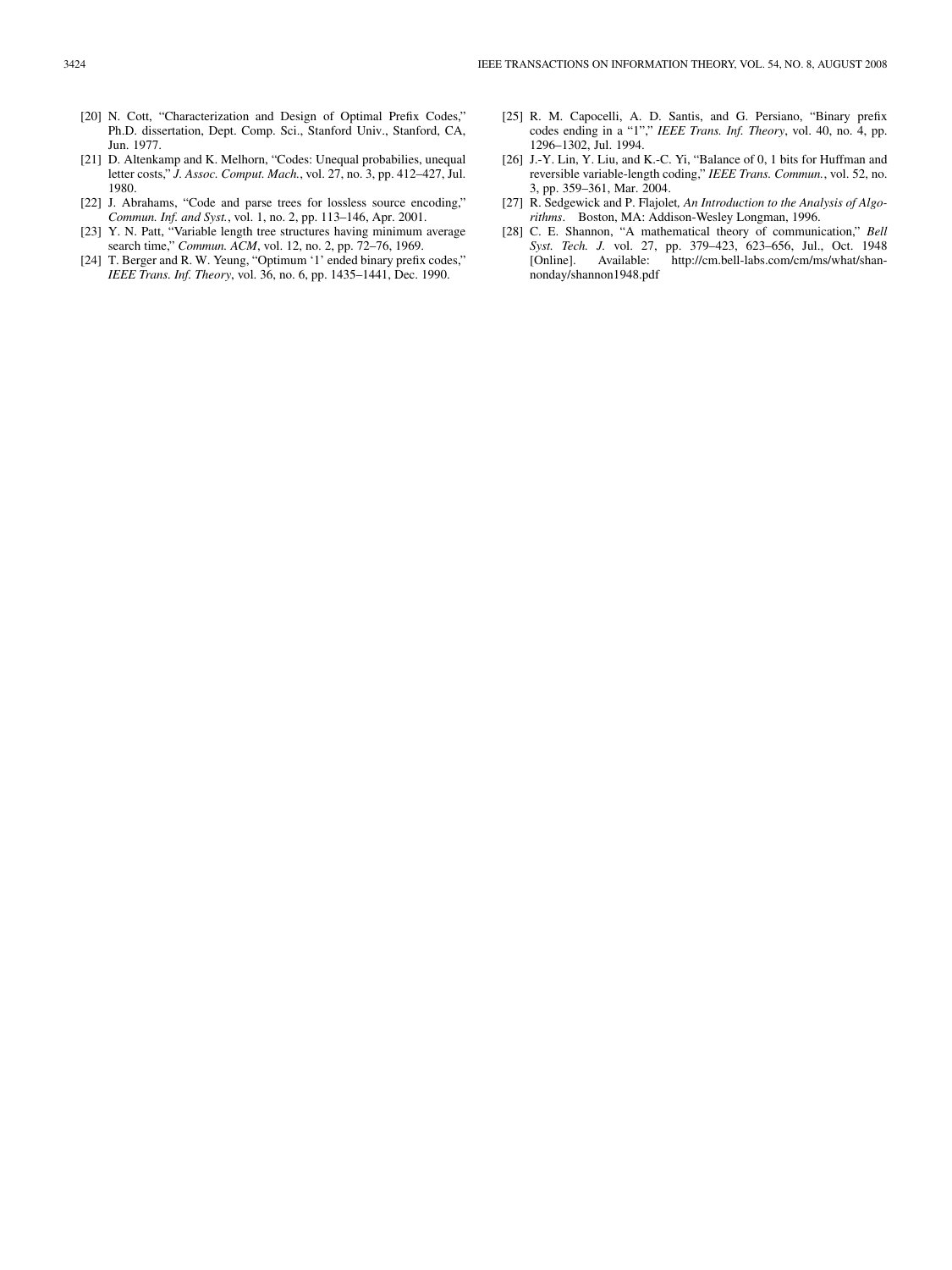[20] N. Cott, "Characterization and Design of Optimal Prefix Codes," Ph.D. dissertation, Dept. Comp. Sci., Stanford Univ., Stanford, CA, Jun. 1977.

[21] D. Altenkamp and K. Melhorn, "Codes: Unequal probabilies, unequal letter costs," *J. Assoc. Comput. Mach.*, vol. 27, no. 3, pp. 412–427, Jul. 1980.

[22] J. Abrahams, "Code and parse trees for lossless source encoding," *Commun. Inf. and Syst.*, vol. 1, no. 2, pp. 113–146, Apr. 2001.

[23] Y. N. Patt, "Variable length tree structures having minimum average search time," *Commun. ACM*, vol. 12, no. 2, pp. 72–76, 1969.

[24] T. Berger and R. W. Yeung, "Optimum '1' ended binary prefix codes," *IEEE Trans. Inf. Theory*, vol. 36, no. 6, pp. 1435–1441, Dec. 1990.

[25] R. M. Capocelli, A. D. Santis, and G. Persiano, "Binary prefix codes ending in a "1"," *IEEE Trans. Inf. Theory*, vol. 40, no. 4, pp. 1296–1302, Jul. 1994.

[26] J.-Y. Lin, Y. Liu, and K.-C. Yi, "Balance of 0, 1 bits for Huffman and reversible variable-length coding," *IEEE Trans. Commun.*, vol. 52, no. 3, pp. 359–361, Mar. 2004.

[27] R. Sedgewick and P. Flajolet, *An Introduction to the Analysis of Algorithms*. Boston, MA: Addison-Wesley Longman, 1996.

[28] C. E. Shannon, "A mathematical theory of communication," *Bell Syst. Tech. J.* vol. 27, pp. 379–423, 623–656, Jul., Oct. 1948 [Online]. Available: http://cm.bell-labs.com/cm/ms/what/shannonday/shannon1948.pdf